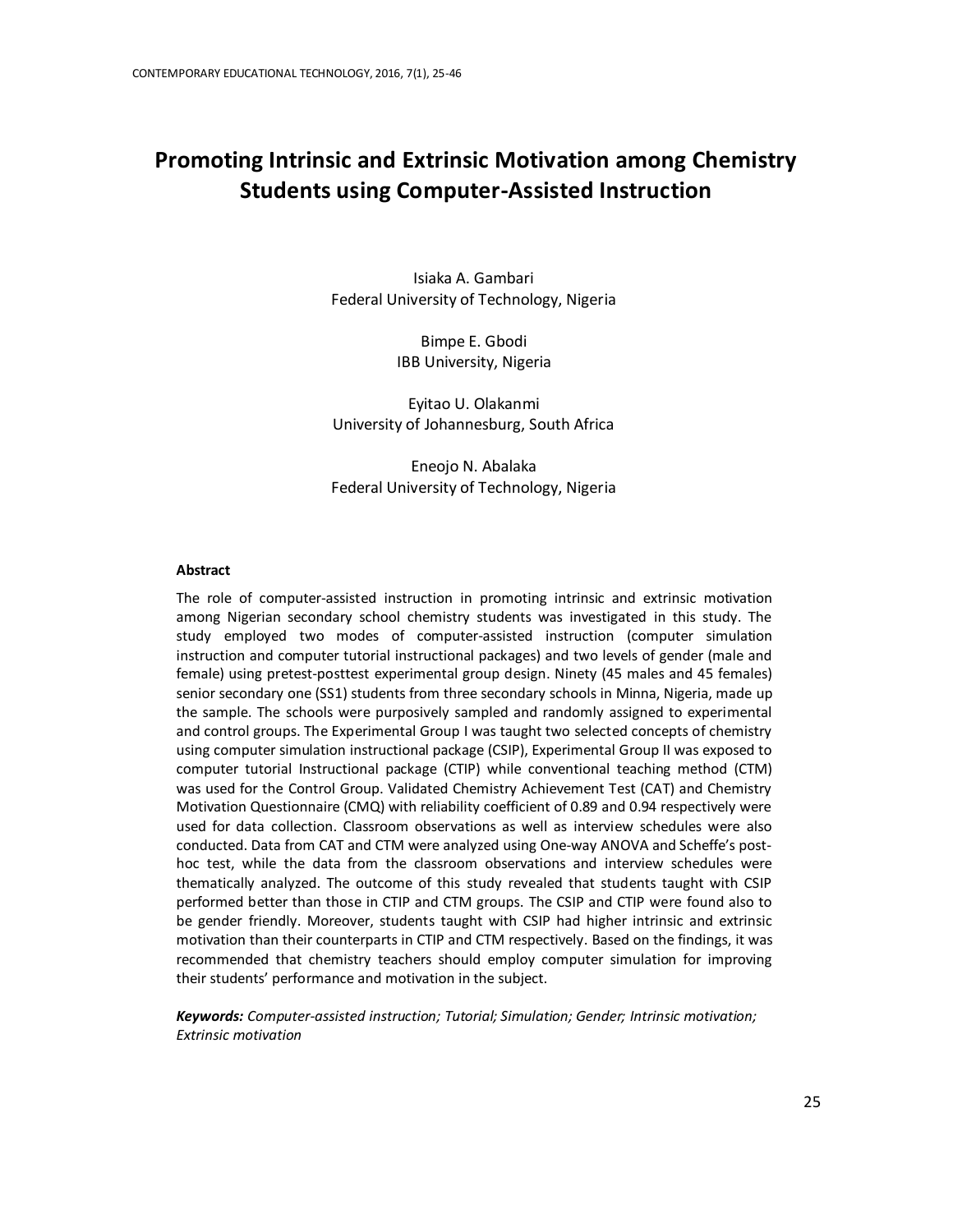# Promoting Intrinsic and Extrinsic Motivation among Chemistry Students using Computer-Assisted Instruction

Isiaka A. Gambari
Federal University of Technology, Nigeria

Bimpe E. Gbodi
IBB University, Nigeria

Eyitao U. Olakanmi
University of Johannesburg, South Africa

Eneojo N. Abalaka
Federal University of Technology, Nigeria

### Abstract

The role of computer-assisted instruction in promoting intrinsic and extrinsic motivation among Nigerian secondary school chemistry students was investigated in this study. The study employed two modes of computer-assisted instruction (computer simulation instruction and computer tutorial instructional packages) and two levels of gender (male and female) using pretest-posttest experimental group design. Ninety (45 males and 45 females) senior secondary one (SS1) students from three secondary schools in Minna, Nigeria, made up the sample. The schools were purposively sampled and randomly assigned to experimental and control groups. The Experimental Group I was taught two selected concepts of chemistry using computer simulation instructional package (CSIP), Experimental Group II was exposed to computer tutorial Instructional package (CTIP) while conventional teaching method (CTM) was used for the Control Group. Validated Chemistry Achievement Test (CAT) and Chemistry Motivation Questionnaire (CMQ) with reliability coefficient of 0.89 and 0.94 respectively were used for data collection. Classroom observations as well as interview schedules were also conducted. Data from CAT and CTM were analyzed using One-way ANOVA and Scheffe's post-hoc test, while the data from the classroom observations and interview schedules were thematically analyzed. The outcome of this study revealed that students taught with CSIP performed better than those in CTIP and CTM groups. The CSIP and CTIP were found also to be gender friendly. Moreover, students taught with CSIP had higher intrinsic and extrinsic motivation than their counterparts in CTIP and CTM respectively. Based on the findings, it was recommended that chemistry teachers should employ computer simulation for improving their students' performance and motivation in the subject.

***Keywords:*** *Computer-assisted instruction; Tutorial; Simulation; Gender; Intrinsic motivation; Extrinsic motivation*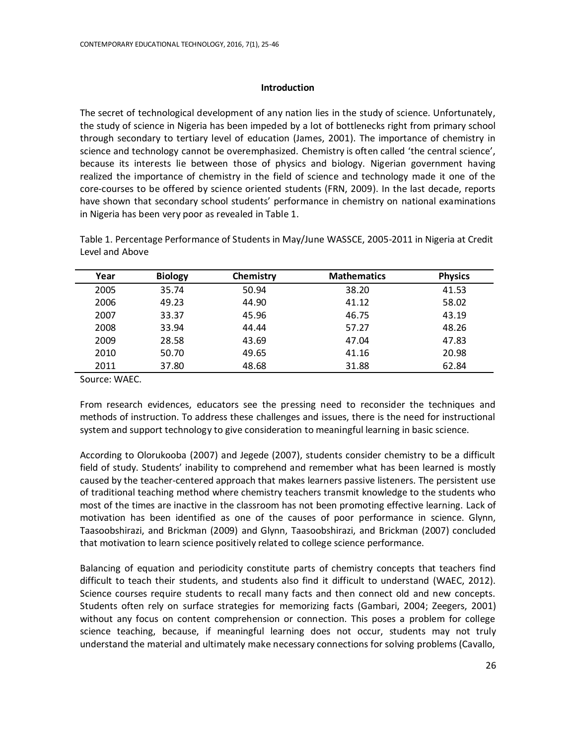## Introduction

The secret of technological development of any nation lies in the study of science. Unfortunately, the study of science in Nigeria has been impeded by a lot of bottlenecks right from primary school through secondary to tertiary level of education (James, 2001). The importance of chemistry in science and technology cannot be overemphasized. Chemistry is often called 'the central science', because its interests lie between those of physics and biology. Nigerian government having realized the importance of chemistry in the field of science and technology made it one of the core-courses to be offered by science oriented students (FRN, 2009). In the last decade, reports have shown that secondary school students' performance in chemistry on national examinations in Nigeria has been very poor as revealed in Table 1.

Table 1. Percentage Performance of Students in May/June WASSCE, 2005-2011 in Nigeria at Credit Level and Above

| Year | Biology | Chemistry | Mathematics | Physics |
|---|---|---|---|---|
| 2005 | 35.74 | 50.94 | 38.20 | 41.53 |
| 2006 | 49.23 | 44.90 | 41.12 | 58.02 |
| 2007 | 33.37 | 45.96 | 46.75 | 43.19 |
| 2008 | 33.94 | 44.44 | 57.27 | 48.26 |
| 2009 | 28.58 | 43.69 | 47.04 | 47.83 |
| 2010 | 50.70 | 49.65 | 41.16 | 20.98 |
| 2011 | 37.80 | 48.68 | 31.88 | 62.84 |

Source: WAEC.

From research evidences, educators see the pressing need to reconsider the techniques and methods of instruction. To address these challenges and issues, there is the need for instructional system and support technology to give consideration to meaningful learning in basic science.

According to Olorukooba (2007) and Jegede (2007), students consider chemistry to be a difficult field of study. Students' inability to comprehend and remember what has been learned is mostly caused by the teacher-centered approach that makes learners passive listeners. The persistent use of traditional teaching method where chemistry teachers transmit knowledge to the students who most of the times are inactive in the classroom has not been promoting effective learning. Lack of motivation has been identified as one of the causes of poor performance in science. Glynn, Taasoobshirazi, and Brickman (2009) and Glynn, Taasoobshirazi, and Brickman (2007) concluded that motivation to learn science positively related to college science performance.

Balancing of equation and periodicity constitute parts of chemistry concepts that teachers find difficult to teach their students, and students also find it difficult to understand (WAEC, 2012). Science courses require students to recall many facts and then connect old and new concepts. Students often rely on surface strategies for memorizing facts (Gambari, 2004; Zeegers, 2001) without any focus on content comprehension or connection. This poses a problem for college science teaching, because, if meaningful learning does not occur, students may not truly understand the material and ultimately make necessary connections for solving problems (Cavallo,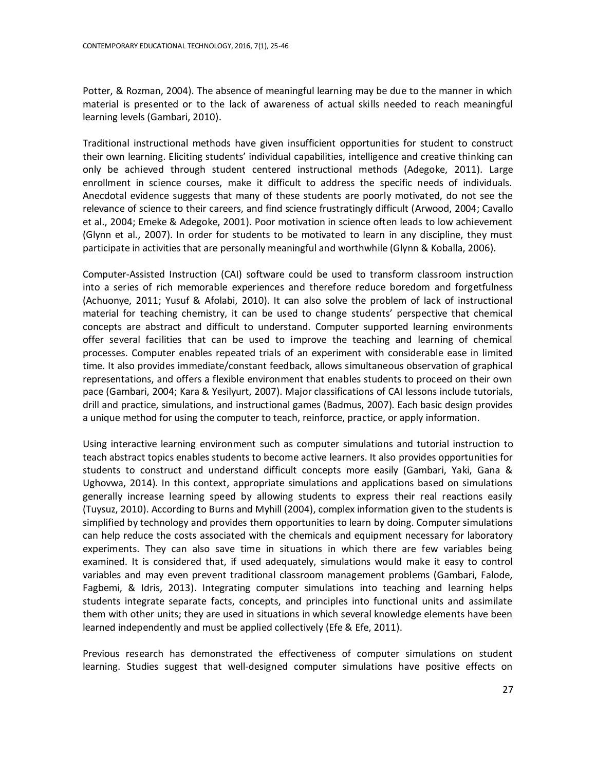Potter, & Rozman, 2004). The absence of meaningful learning may be due to the manner in which material is presented or to the lack of awareness of actual skills needed to reach meaningful learning levels (Gambari, 2010).

Traditional instructional methods have given insufficient opportunities for student to construct their own learning. Eliciting students' individual capabilities, intelligence and creative thinking can only be achieved through student centered instructional methods (Adegoke, 2011). Large enrollment in science courses, make it difficult to address the specific needs of individuals. Anecdotal evidence suggests that many of these students are poorly motivated, do not see the relevance of science to their careers, and find science frustratingly difficult (Arwood, 2004; Cavallo et al., 2004; Emeke & Adegoke, 2001). Poor motivation in science often leads to low achievement (Glynn et al., 2007). In order for students to be motivated to learn in any discipline, they must participate in activities that are personally meaningful and worthwhile (Glynn & Koballa, 2006).

Computer-Assisted Instruction (CAI) software could be used to transform classroom instruction into a series of rich memorable experiences and therefore reduce boredom and forgetfulness (Achuonye, 2011; Yusuf & Afolabi, 2010). It can also solve the problem of lack of instructional material for teaching chemistry, it can be used to change students' perspective that chemical concepts are abstract and difficult to understand. Computer supported learning environments offer several facilities that can be used to improve the teaching and learning of chemical processes. Computer enables repeated trials of an experiment with considerable ease in limited time. It also provides immediate/constant feedback, allows simultaneous observation of graphical representations, and offers a flexible environment that enables students to proceed on their own pace (Gambari, 2004; Kara & Yesilyurt, 2007). Major classifications of CAI lessons include tutorials, drill and practice, simulations, and instructional games (Badmus, 2007). Each basic design provides a unique method for using the computer to teach, reinforce, practice, or apply information.

Using interactive learning environment such as computer simulations and tutorial instruction to teach abstract topics enables students to become active learners. It also provides opportunities for students to construct and understand difficult concepts more easily (Gambari, Yaki, Gana & Ughovwa, 2014). In this context, appropriate simulations and applications based on simulations generally increase learning speed by allowing students to express their real reactions easily (Tuysuz, 2010). According to Burns and Myhill (2004), complex information given to the students is simplified by technology and provides them opportunities to learn by doing. Computer simulations can help reduce the costs associated with the chemicals and equipment necessary for laboratory experiments. They can also save time in situations in which there are few variables being examined. It is considered that, if used adequately, simulations would make it easy to control variables and may even prevent traditional classroom management problems (Gambari, Falode, Fagbemi, & Idris, 2013). Integrating computer simulations into teaching and learning helps students integrate separate facts, concepts, and principles into functional units and assimilate them with other units; they are used in situations in which several knowledge elements have been learned independently and must be applied collectively (Efe & Efe, 2011).

Previous research has demonstrated the effectiveness of computer simulations on student learning. Studies suggest that well-designed computer simulations have positive effects on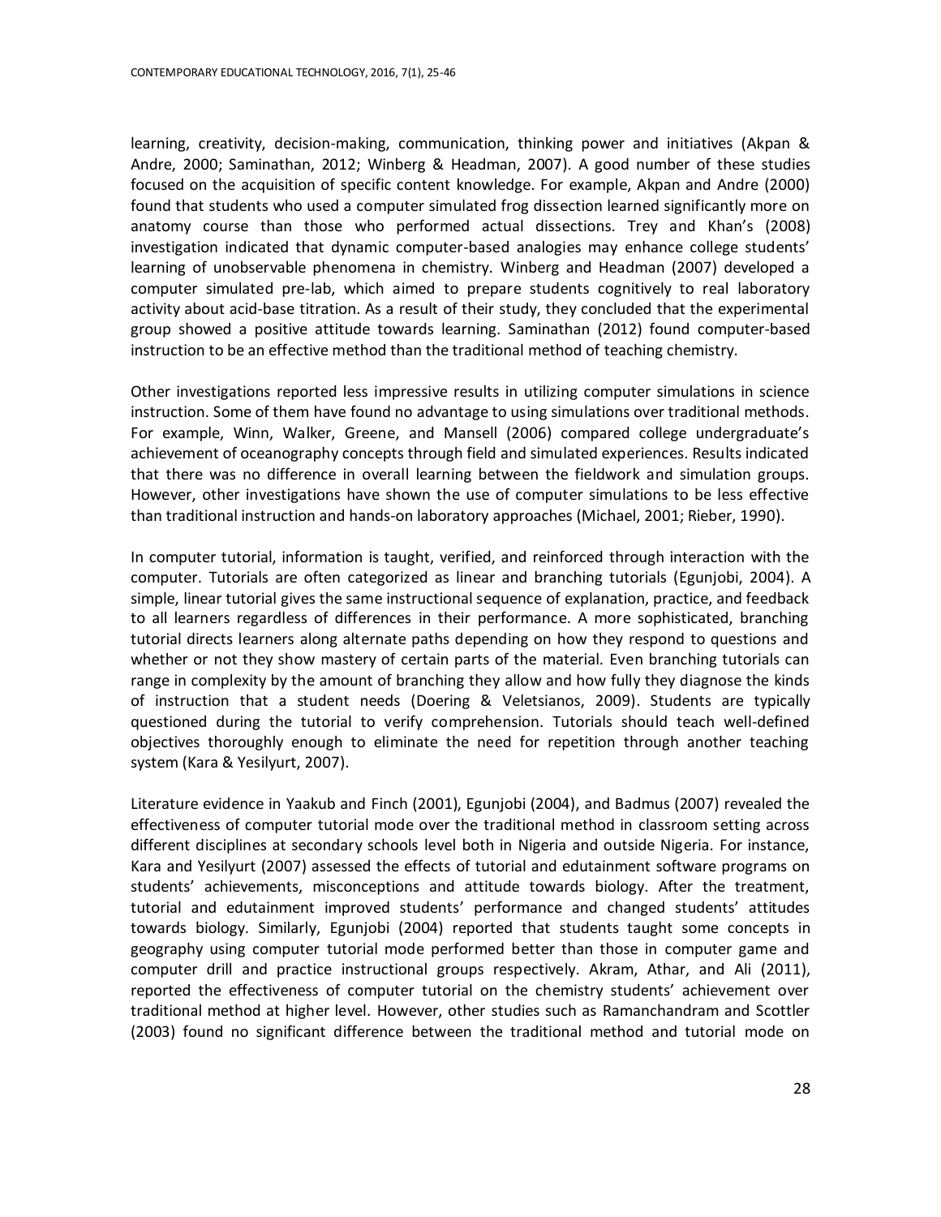learning, creativity, decision-making, communication, thinking power and initiatives (Akpan & Andre, 2000; Saminathan, 2012; Winberg & Headman, 2007). A good number of these studies focused on the acquisition of specific content knowledge. For example, Akpan and Andre (2000) found that students who used a computer simulated frog dissection learned significantly more on anatomy course than those who performed actual dissections. Trey and Khan's (2008) investigation indicated that dynamic computer-based analogies may enhance college students' learning of unobservable phenomena in chemistry. Winberg and Headman (2007) developed a computer simulated pre-lab, which aimed to prepare students cognitively to real laboratory activity about acid-base titration. As a result of their study, they concluded that the experimental group showed a positive attitude towards learning. Saminathan (2012) found computer-based instruction to be an effective method than the traditional method of teaching chemistry.

Other investigations reported less impressive results in utilizing computer simulations in science instruction. Some of them have found no advantage to using simulations over traditional methods. For example, Winn, Walker, Greene, and Mansell (2006) compared college undergraduate's achievement of oceanography concepts through field and simulated experiences. Results indicated that there was no difference in overall learning between the fieldwork and simulation groups. However, other investigations have shown the use of computer simulations to be less effective than traditional instruction and hands-on laboratory approaches (Michael, 2001; Rieber, 1990).

In computer tutorial, information is taught, verified, and reinforced through interaction with the computer. Tutorials are often categorized as linear and branching tutorials (Egunjobi, 2004). A simple, linear tutorial gives the same instructional sequence of explanation, practice, and feedback to all learners regardless of differences in their performance. A more sophisticated, branching tutorial directs learners along alternate paths depending on how they respond to questions and whether or not they show mastery of certain parts of the material. Even branching tutorials can range in complexity by the amount of branching they allow and how fully they diagnose the kinds of instruction that a student needs (Doering & Veletsianos, 2009). Students are typically questioned during the tutorial to verify comprehension. Tutorials should teach well-defined objectives thoroughly enough to eliminate the need for repetition through another teaching system (Kara & Yesilyurt, 2007).

Literature evidence in Yaakub and Finch (2001), Egunjobi (2004), and Badmus (2007) revealed the effectiveness of computer tutorial mode over the traditional method in classroom setting across different disciplines at secondary schools level both in Nigeria and outside Nigeria. For instance, Kara and Yesilyurt (2007) assessed the effects of tutorial and edutainment software programs on students' achievements, misconceptions and attitude towards biology. After the treatment, tutorial and edutainment improved students' performance and changed students' attitudes towards biology. Similarly, Egunjobi (2004) reported that students taught some concepts in geography using computer tutorial mode performed better than those in computer game and computer drill and practice instructional groups respectively. Akram, Athar, and Ali (2011), reported the effectiveness of computer tutorial on the chemistry students' achievement over traditional method at higher level. However, other studies such as Ramanchandram and Scottler (2003) found no significant difference between the traditional method and tutorial mode on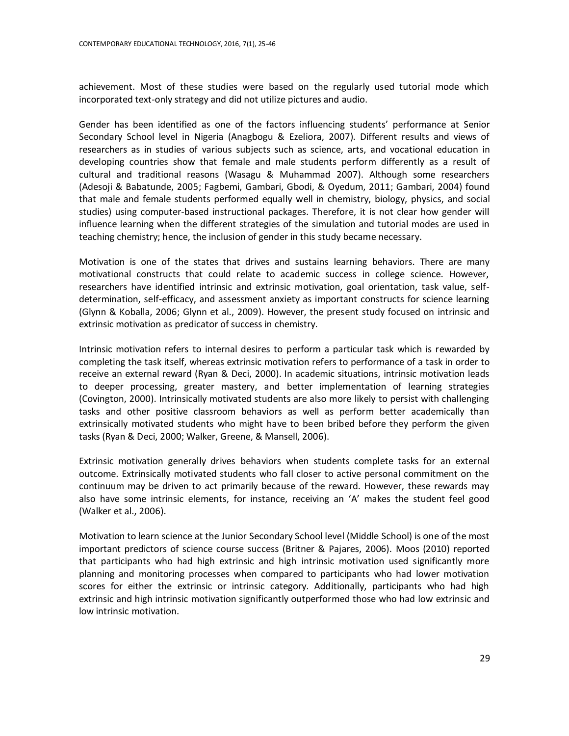achievement. Most of these studies were based on the regularly used tutorial mode which incorporated text-only strategy and did not utilize pictures and audio.

Gender has been identified as one of the factors influencing students' performance at Senior Secondary School level in Nigeria (Anagbogu & Ezeliora, 2007). Different results and views of researchers as in studies of various subjects such as science, arts, and vocational education in developing countries show that female and male students perform differently as a result of cultural and traditional reasons (Wasagu & Muhammad 2007). Although some researchers (Adesoji & Babatunde, 2005; Fagbemi, Gambari, Gbodi, & Oyedum, 2011; Gambari, 2004) found that male and female students performed equally well in chemistry, biology, physics, and social studies) using computer-based instructional packages. Therefore, it is not clear how gender will influence learning when the different strategies of the simulation and tutorial modes are used in teaching chemistry; hence, the inclusion of gender in this study became necessary.

Motivation is one of the states that drives and sustains learning behaviors. There are many motivational constructs that could relate to academic success in college science. However, researchers have identified intrinsic and extrinsic motivation, goal orientation, task value, self-determination, self-efficacy, and assessment anxiety as important constructs for science learning (Glynn & Koballa, 2006; Glynn et al., 2009). However, the present study focused on intrinsic and extrinsic motivation as predicator of success in chemistry.

Intrinsic motivation refers to internal desires to perform a particular task which is rewarded by completing the task itself, whereas extrinsic motivation refers to performance of a task in order to receive an external reward (Ryan & Deci, 2000). In academic situations, intrinsic motivation leads to deeper processing, greater mastery, and better implementation of learning strategies (Covington, 2000). Intrinsically motivated students are also more likely to persist with challenging tasks and other positive classroom behaviors as well as perform better academically than extrinsically motivated students who might have to been bribed before they perform the given tasks (Ryan & Deci, 2000; Walker, Greene, & Mansell, 2006).

Extrinsic motivation generally drives behaviors when students complete tasks for an external outcome. Extrinsically motivated students who fall closer to active personal commitment on the continuum may be driven to act primarily because of the reward. However, these rewards may also have some intrinsic elements, for instance, receiving an 'A' makes the student feel good (Walker et al., 2006).

Motivation to learn science at the Junior Secondary School level (Middle School) is one of the most important predictors of science course success (Britner & Pajares, 2006). Moos (2010) reported that participants who had high extrinsic and high intrinsic motivation used significantly more planning and monitoring processes when compared to participants who had lower motivation scores for either the extrinsic or intrinsic category. Additionally, participants who had high extrinsic and high intrinsic motivation significantly outperformed those who had low extrinsic and low intrinsic motivation.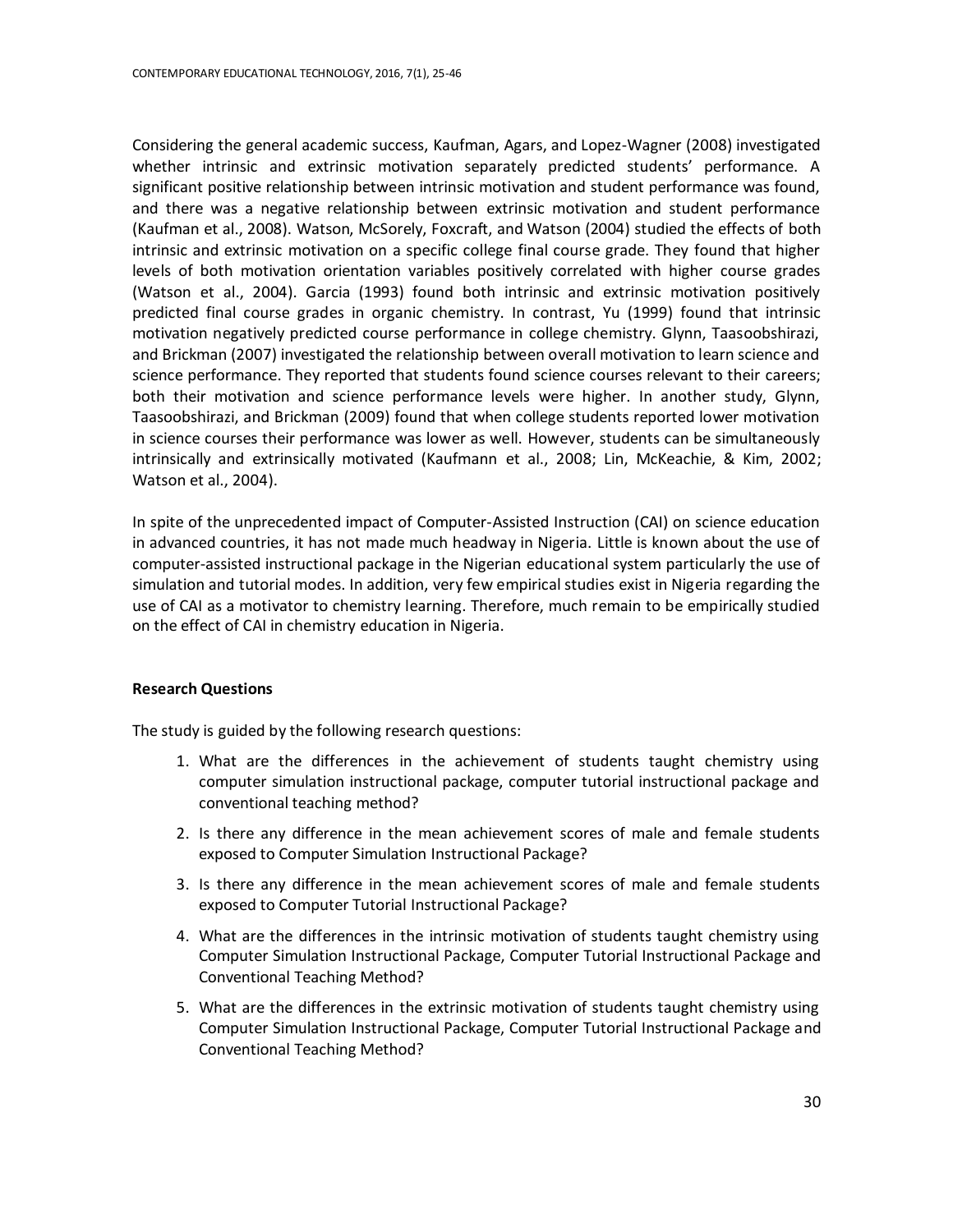Considering the general academic success, Kaufman, Agars, and Lopez-Wagner (2008) investigated whether intrinsic and extrinsic motivation separately predicted students' performance. A significant positive relationship between intrinsic motivation and student performance was found, and there was a negative relationship between extrinsic motivation and student performance (Kaufman et al., 2008). Watson, McSorely, Foxcraft, and Watson (2004) studied the effects of both intrinsic and extrinsic motivation on a specific college final course grade. They found that higher levels of both motivation orientation variables positively correlated with higher course grades (Watson et al., 2004). Garcia (1993) found both intrinsic and extrinsic motivation positively predicted final course grades in organic chemistry. In contrast, Yu (1999) found that intrinsic motivation negatively predicted course performance in college chemistry. Glynn, Taasoobshirazi, and Brickman (2007) investigated the relationship between overall motivation to learn science and science performance. They reported that students found science courses relevant to their careers; both their motivation and science performance levels were higher. In another study, Glynn, Taasoobshirazi, and Brickman (2009) found that when college students reported lower motivation in science courses their performance was lower as well. However, students can be simultaneously intrinsically and extrinsically motivated (Kaufmann et al., 2008; Lin, McKeachie, & Kim, 2002; Watson et al., 2004).

In spite of the unprecedented impact of Computer-Assisted Instruction (CAI) on science education in advanced countries, it has not made much headway in Nigeria. Little is known about the use of computer-assisted instructional package in the Nigerian educational system particularly the use of simulation and tutorial modes. In addition, very few empirical studies exist in Nigeria regarding the use of CAI as a motivator to chemistry learning. Therefore, much remain to be empirically studied on the effect of CAI in chemistry education in Nigeria.

**Research Questions**

The study is guided by the following research questions:

1. What are the differences in the achievement of students taught chemistry using computer simulation instructional package, computer tutorial instructional package and conventional teaching method?
2. Is there any difference in the mean achievement scores of male and female students exposed to Computer Simulation Instructional Package?
3. Is there any difference in the mean achievement scores of male and female students exposed to Computer Tutorial Instructional Package?
4. What are the differences in the intrinsic motivation of students taught chemistry using Computer Simulation Instructional Package, Computer Tutorial Instructional Package and Conventional Teaching Method?
5. What are the differences in the extrinsic motivation of students taught chemistry using Computer Simulation Instructional Package, Computer Tutorial Instructional Package and Conventional Teaching Method?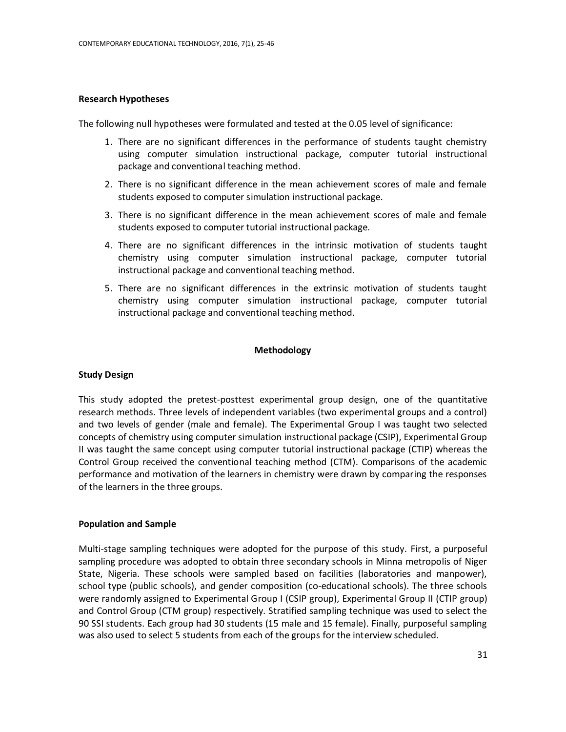### Research Hypotheses

The following null hypotheses were formulated and tested at the 0.05 level of significance:

1. There are no significant differences in the performance of students taught chemistry using computer simulation instructional package, computer tutorial instructional package and conventional teaching method.
2. There is no significant difference in the mean achievement scores of male and female students exposed to computer simulation instructional package.
3. There is no significant difference in the mean achievement scores of male and female students exposed to computer tutorial instructional package.
4. There are no significant differences in the intrinsic motivation of students taught chemistry using computer simulation instructional package, computer tutorial instructional package and conventional teaching method.
5. There are no significant differences in the extrinsic motivation of students taught chemistry using computer simulation instructional package, computer tutorial instructional package and conventional teaching method.

## Methodology

### Study Design

This study adopted the pretest-posttest experimental group design, one of the quantitative research methods. Three levels of independent variables (two experimental groups and a control) and two levels of gender (male and female). The Experimental Group I was taught two selected concepts of chemistry using computer simulation instructional package (CSIP), Experimental Group II was taught the same concept using computer tutorial instructional package (CTIP) whereas the Control Group received the conventional teaching method (CTM). Comparisons of the academic performance and motivation of the learners in chemistry were drawn by comparing the responses of the learners in the three groups.

### Population and Sample

Multi-stage sampling techniques were adopted for the purpose of this study. First, a purposeful sampling procedure was adopted to obtain three secondary schools in Minna metropolis of Niger State, Nigeria. These schools were sampled based on facilities (laboratories and manpower), school type (public schools), and gender composition (co-educational schools). The three schools were randomly assigned to Experimental Group I (CSIP group), Experimental Group II (CTIP group) and Control Group (CTM group) respectively. Stratified sampling technique was used to select the 90 SSI students. Each group had 30 students (15 male and 15 female). Finally, purposeful sampling was also used to select 5 students from each of the groups for the interview scheduled.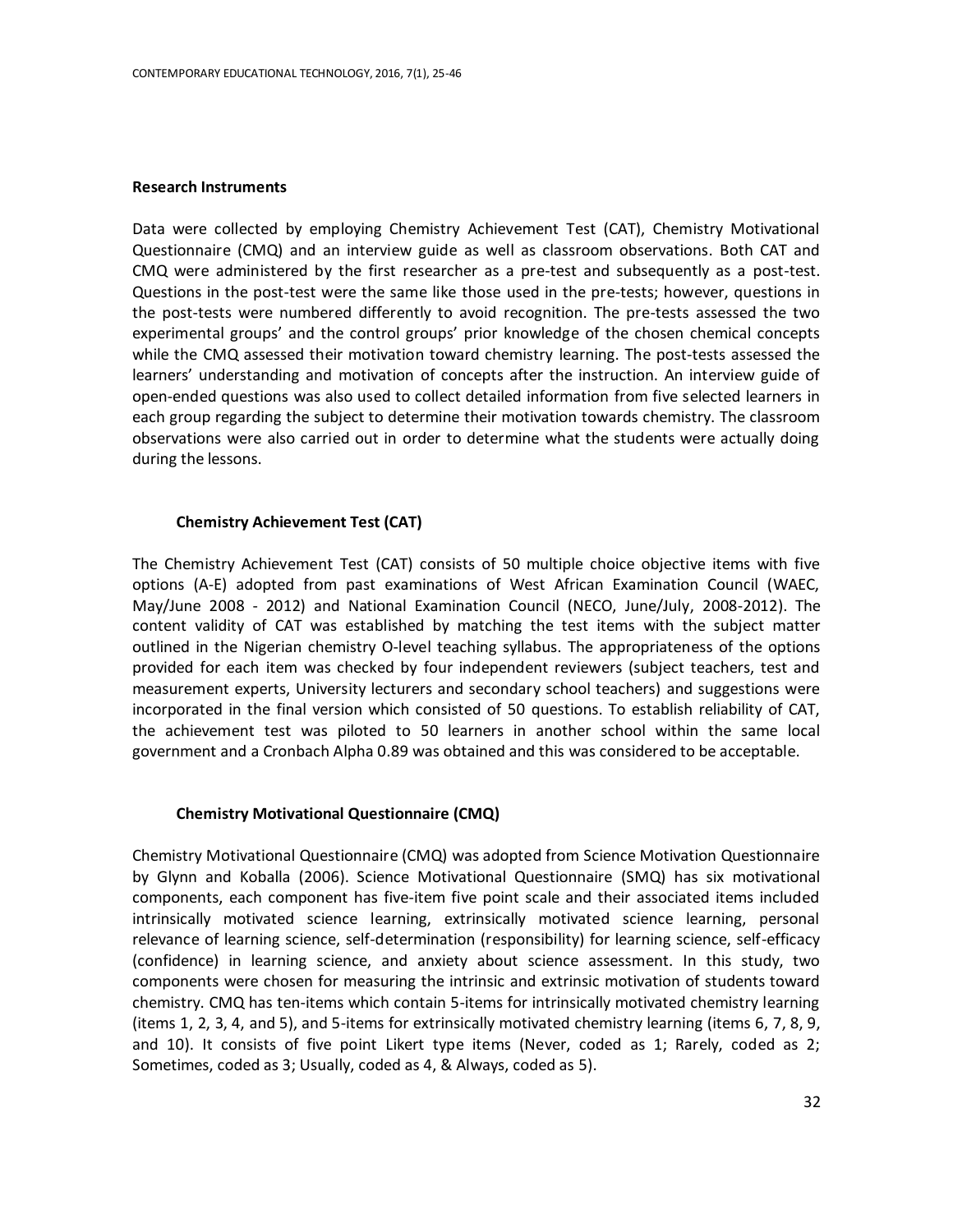## Research Instruments

Data were collected by employing Chemistry Achievement Test (CAT), Chemistry Motivational Questionnaire (CMQ) and an interview guide as well as classroom observations. Both CAT and CMQ were administered by the first researcher as a pre-test and subsequently as a post-test. Questions in the post-test were the same like those used in the pre-tests; however, questions in the post-tests were numbered differently to avoid recognition. The pre-tests assessed the two experimental groups' and the control groups' prior knowledge of the chosen chemical concepts while the CMQ assessed their motivation toward chemistry learning. The post-tests assessed the learners' understanding and motivation of concepts after the instruction. An interview guide of open-ended questions was also used to collect detailed information from five selected learners in each group regarding the subject to determine their motivation towards chemistry. The classroom observations were also carried out in order to determine what the students were actually doing during the lessons.

### Chemistry Achievement Test (CAT)

The Chemistry Achievement Test (CAT) consists of 50 multiple choice objective items with five options (A-E) adopted from past examinations of West African Examination Council (WAEC, May/June 2008 - 2012) and National Examination Council (NECO, June/July, 2008-2012). The content validity of CAT was established by matching the test items with the subject matter outlined in the Nigerian chemistry O-level teaching syllabus. The appropriateness of the options provided for each item was checked by four independent reviewers (subject teachers, test and measurement experts, University lecturers and secondary school teachers) and suggestions were incorporated in the final version which consisted of 50 questions. To establish reliability of CAT, the achievement test was piloted to 50 learners in another school within the same local government and a Cronbach Alpha 0.89 was obtained and this was considered to be acceptable.

### Chemistry Motivational Questionnaire (CMQ)

Chemistry Motivational Questionnaire (CMQ) was adopted from Science Motivation Questionnaire by Glynn and Koballa (2006). Science Motivational Questionnaire (SMQ) has six motivational components, each component has five-item five point scale and their associated items included intrinsically motivated science learning, extrinsically motivated science learning, personal relevance of learning science, self-determination (responsibility) for learning science, self-efficacy (confidence) in learning science, and anxiety about science assessment. In this study, two components were chosen for measuring the intrinsic and extrinsic motivation of students toward chemistry. CMQ has ten-items which contain 5-items for intrinsically motivated chemistry learning (items 1, 2, 3, 4, and 5), and 5-items for extrinsically motivated chemistry learning (items 6, 7, 8, 9, and 10). It consists of five point Likert type items (Never, coded as 1; Rarely, coded as 2; Sometimes, coded as 3; Usually, coded as 4, & Always, coded as 5).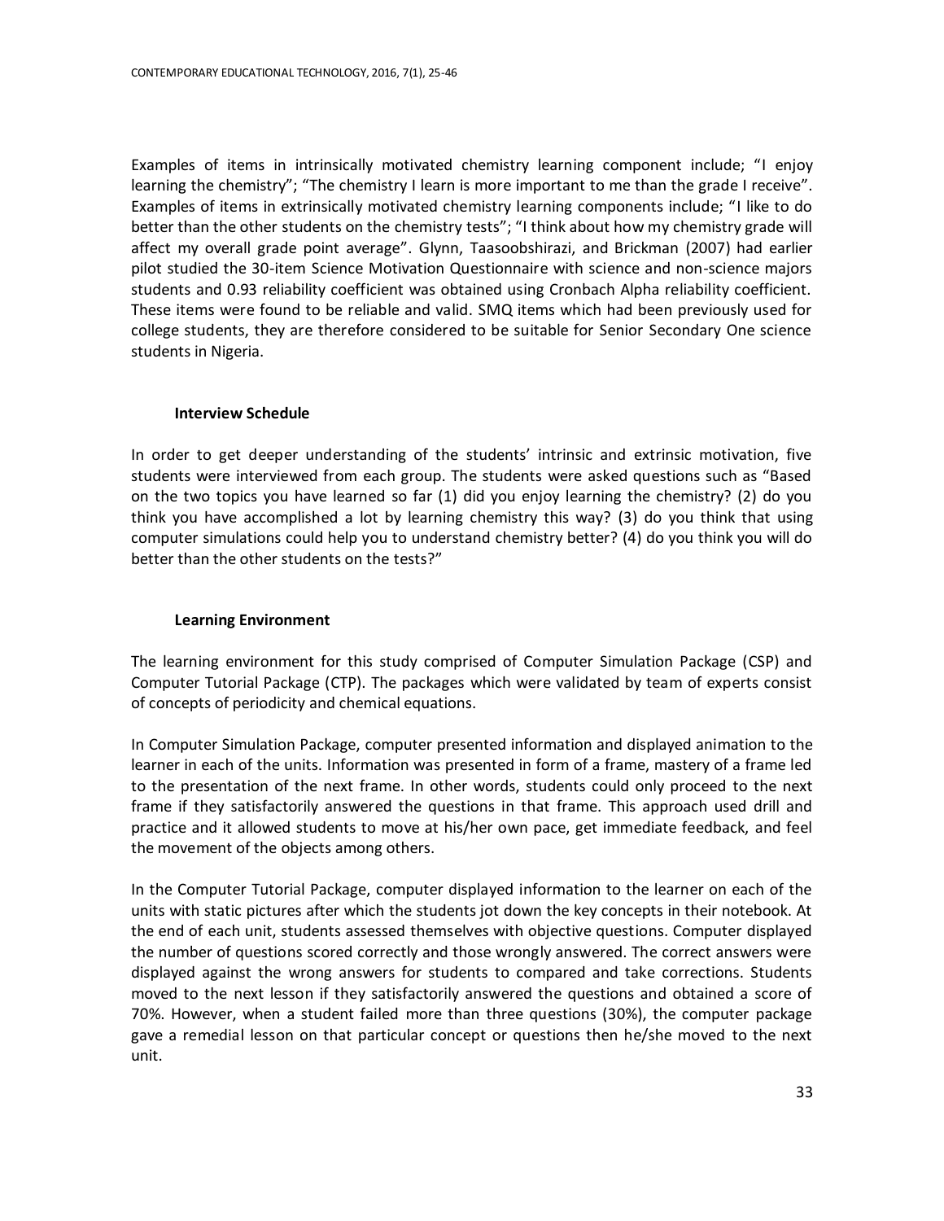Examples of items in intrinsically motivated chemistry learning component include; "I enjoy learning the chemistry"; "The chemistry I learn is more important to me than the grade I receive". Examples of items in extrinsically motivated chemistry learning components include; "I like to do better than the other students on the chemistry tests"; "I think about how my chemistry grade will affect my overall grade point average". Glynn, Taasoobshirazi, and Brickman (2007) had earlier pilot studied the 30-item Science Motivation Questionnaire with science and non-science majors students and 0.93 reliability coefficient was obtained using Cronbach Alpha reliability coefficient. These items were found to be reliable and valid. SMQ items which had been previously used for college students, they are therefore considered to be suitable for Senior Secondary One science students in Nigeria.

### Interview Schedule

In order to get deeper understanding of the students' intrinsic and extrinsic motivation, five students were interviewed from each group. The students were asked questions such as "Based on the two topics you have learned so far (1) did you enjoy learning the chemistry? (2) do you think you have accomplished a lot by learning chemistry this way? (3) do you think that using computer simulations could help you to understand chemistry better? (4) do you think you will do better than the other students on the tests?"

### Learning Environment

The learning environment for this study comprised of Computer Simulation Package (CSP) and Computer Tutorial Package (CTP). The packages which were validated by team of experts consist of concepts of periodicity and chemical equations.

In Computer Simulation Package, computer presented information and displayed animation to the learner in each of the units. Information was presented in form of a frame, mastery of a frame led to the presentation of the next frame. In other words, students could only proceed to the next frame if they satisfactorily answered the questions in that frame. This approach used drill and practice and it allowed students to move at his/her own pace, get immediate feedback, and feel the movement of the objects among others.

In the Computer Tutorial Package, computer displayed information to the learner on each of the units with static pictures after which the students jot down the key concepts in their notebook. At the end of each unit, students assessed themselves with objective questions. Computer displayed the number of questions scored correctly and those wrongly answered. The correct answers were displayed against the wrong answers for students to compared and take corrections. Students moved to the next lesson if they satisfactorily answered the questions and obtained a score of 70%. However, when a student failed more than three questions (30%), the computer package gave a remedial lesson on that particular concept or questions then he/she moved to the next unit.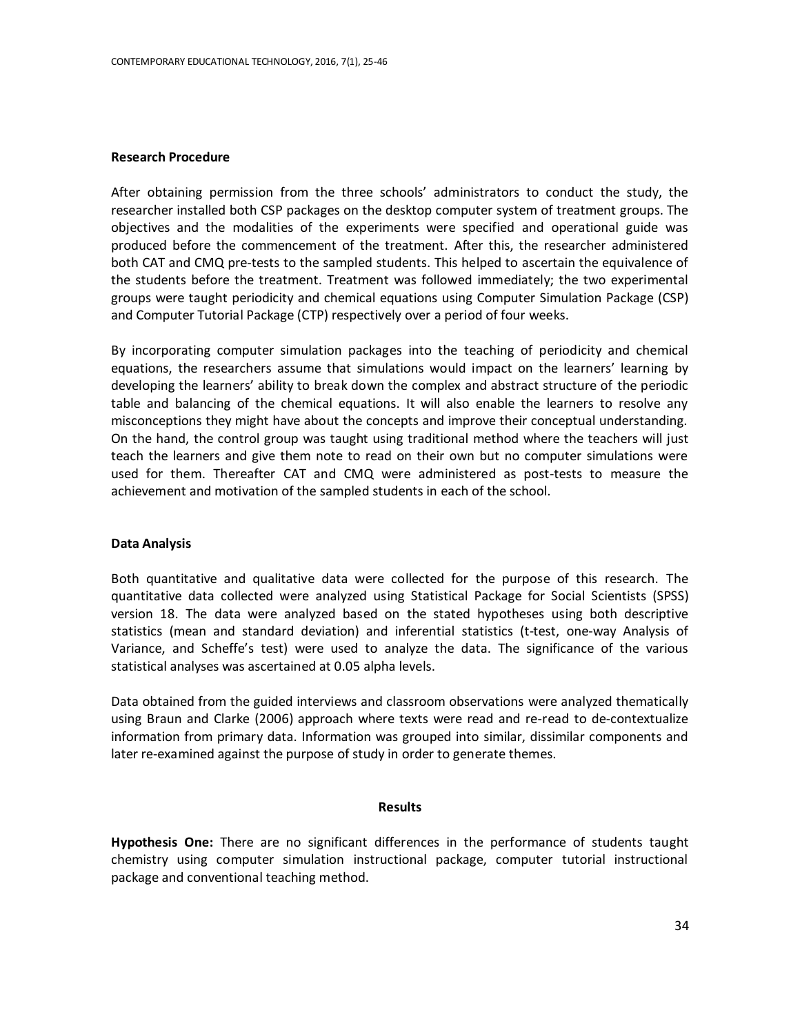### Research Procedure

After obtaining permission from the three schools' administrators to conduct the study, the researcher installed both CSP packages on the desktop computer system of treatment groups. The objectives and the modalities of the experiments were specified and operational guide was produced before the commencement of the treatment. After this, the researcher administered both CAT and CMQ pre-tests to the sampled students. This helped to ascertain the equivalence of the students before the treatment. Treatment was followed immediately; the two experimental groups were taught periodicity and chemical equations using Computer Simulation Package (CSP) and Computer Tutorial Package (CTP) respectively over a period of four weeks.

By incorporating computer simulation packages into the teaching of periodicity and chemical equations, the researchers assume that simulations would impact on the learners' learning by developing the learners' ability to break down the complex and abstract structure of the periodic table and balancing of the chemical equations. It will also enable the learners to resolve any misconceptions they might have about the concepts and improve their conceptual understanding. On the hand, the control group was taught using traditional method where the teachers will just teach the learners and give them note to read on their own but no computer simulations were used for them. Thereafter CAT and CMQ were administered as post-tests to measure the achievement and motivation of the sampled students in each of the school.

### Data Analysis

Both quantitative and qualitative data were collected for the purpose of this research. The quantitative data collected were analyzed using Statistical Package for Social Scientists (SPSS) version 18. The data were analyzed based on the stated hypotheses using both descriptive statistics (mean and standard deviation) and inferential statistics (t-test, one-way Analysis of Variance, and Scheffe's test) were used to analyze the data. The significance of the various statistical analyses was ascertained at 0.05 alpha levels.

Data obtained from the guided interviews and classroom observations were analyzed thematically using Braun and Clarke (2006) approach where texts were read and re-read to de-contextualize information from primary data. Information was grouped into similar, dissimilar components and later re-examined against the purpose of study in order to generate themes.

## Results

**Hypothesis One:** There are no significant differences in the performance of students taught chemistry using computer simulation instructional package, computer tutorial instructional package and conventional teaching method.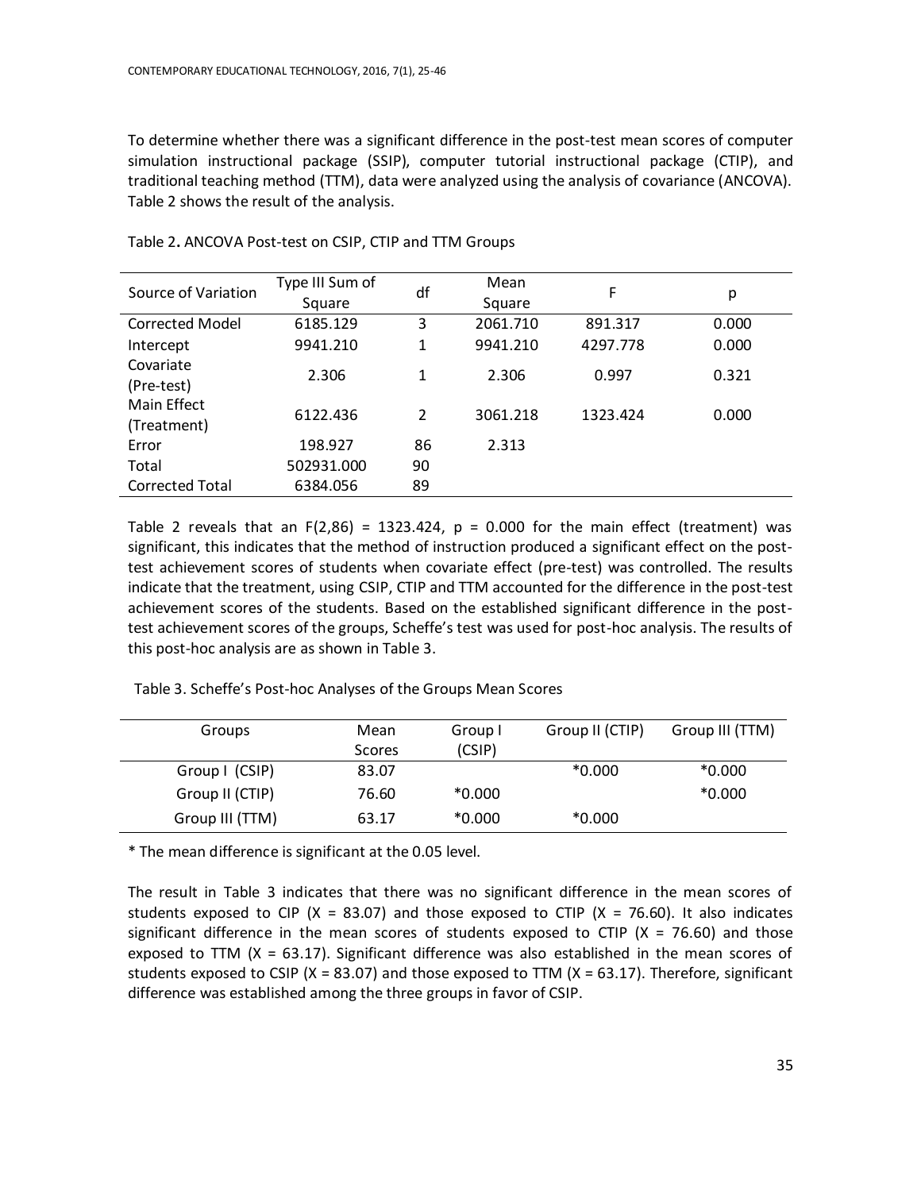To determine whether there was a significant difference in the post-test mean scores of computer simulation instructional package (SSIP), computer tutorial instructional package (CTIP), and traditional teaching method (TTM), data were analyzed using the analysis of covariance (ANCOVA). Table 2 shows the result of the analysis.

Table 2**.** ANCOVA Post-test on CSIP, CTIP and TTM Groups

| Source of Variation | Type III Sum of Square | df | Mean Square | F | p |
|---|---|---|---|---|---|
| Corrected Model | 6185.129 | 3 | 2061.710 | 891.317 | 0.000 |
| Intercept | 9941.210 | 1 | 9941.210 | 4297.778 | 0.000 |
| Covariate (Pre-test) | 2.306 | 1 | 2.306 | 0.997 | 0.321 |
| Main Effect (Treatment) | 6122.436 | 2 | 3061.218 | 1323.424 | 0.000 |
| Error | 198.927 | 86 | 2.313 | | |
| Total | 502931.000 | 90 | | | |
| Corrected Total | 6384.056 | 89 | | | |

Table 2 reveals that an $F(2,86) = 1323.424$, $p = 0.000$ for the main effect (treatment) was significant, this indicates that the method of instruction produced a significant effect on the post-test achievement scores of students when covariate effect (pre-test) was controlled. The results indicate that the treatment, using CSIP, CTIP and TTM accounted for the difference in the post-test achievement scores of the students. Based on the established significant difference in the post-test achievement scores of the groups, Scheffe's test was used for post-hoc analysis. The results of this post-hoc analysis are as shown in Table 3.

Table 3. Scheffe's Post-hoc Analyses of the Groups Mean Scores

| Groups | Mean Scores | Group I (CSIP) | Group II (CTIP) | Group III (TTM) |
|---|---|---|---|---|
| Group I (CSIP) | 83.07 | | *0.000 | *0.000 |
| Group II (CTIP) | 76.60 | *0.000 | | *0.000 |
| Group III (TTM) | 63.17 | *0.000 | *0.000 | |

\* The mean difference is significant at the 0.05 level.

The result in Table 3 indicates that there was no significant difference in the mean scores of students exposed to CIP ($X = 83.07$) and those exposed to CTIP ($X = 76.60$). It also indicates significant difference in the mean scores of students exposed to CTIP ($X = 76.60$) and those exposed to TTM ($X = 63.17$). Significant difference was also established in the mean scores of students exposed to CSIP ($X = 83.07$) and those exposed to TTM ($X = 63.17$). Therefore, significant difference was established among the three groups in favor of CSIP.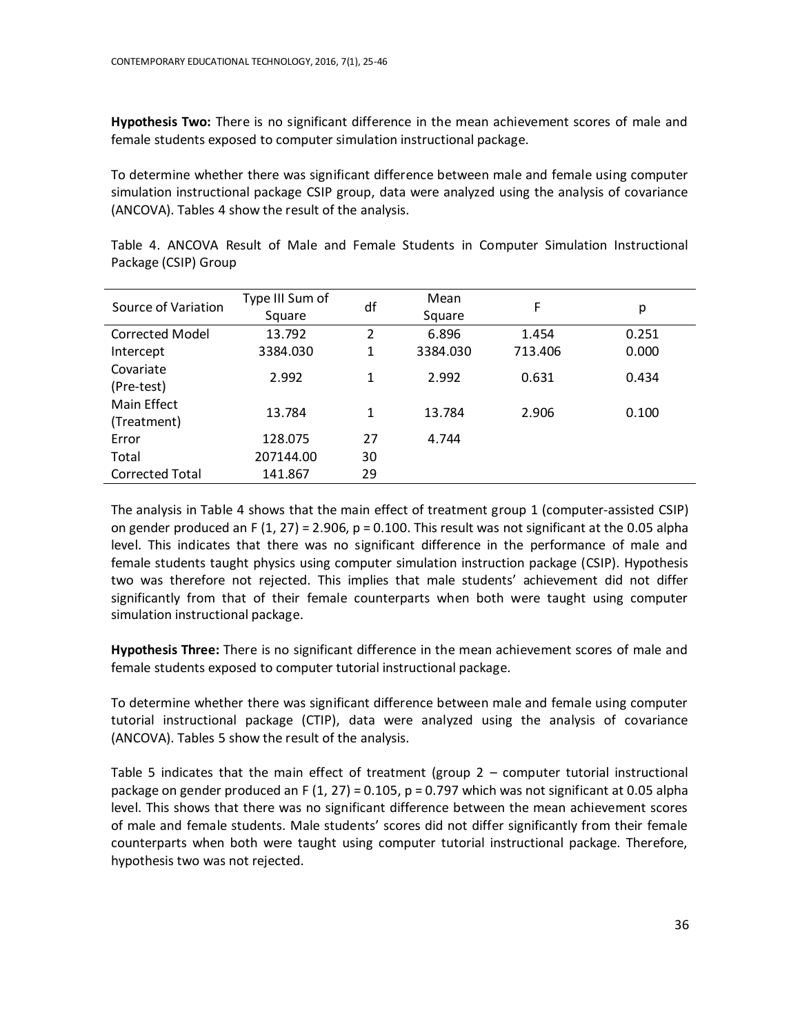**Hypothesis Two:** There is no significant difference in the mean achievement scores of male and female students exposed to computer simulation instructional package.

To determine whether there was significant difference between male and female using computer simulation instructional package CSIP group, data were analyzed using the analysis of covariance (ANCOVA). Tables 4 show the result of the analysis.

Table 4. ANCOVA Result of Male and Female Students in Computer Simulation Instructional Package (CSIP) Group

| Source of Variation | Type III Sum of Square | df | Mean Square | F | p |
|---|---|---|---|---|---|
| Corrected Model | 13.792 | 2 | 6.896 | 1.454 | 0.251 |
| Intercept | 3384.030 | 1 | 3384.030 | 713.406 | 0.000 |
| Covariate (Pre-test) | 2.992 | 1 | 2.992 | 0.631 | 0.434 |
| Main Effect (Treatment) | 13.784 | 1 | 13.784 | 2.906 | 0.100 |
| Error | 128.075 | 27 | 4.744 | | |
| Total | 207144.00 | 30 | | | |
| Corrected Total | 141.867 | 29 | | | |

The analysis in Table 4 shows that the main effect of treatment group 1 (computer-assisted CSIP) on gender produced an $F(1, 27) = 2.906$, $p = 0.100$. This result was not significant at the 0.05 alpha level. This indicates that there was no significant difference in the performance of male and female students taught physics using computer simulation instruction package (CSIP). Hypothesis two was therefore not rejected. This implies that male students' achievement did not differ significantly from that of their female counterparts when both were taught using computer simulation instructional package.

**Hypothesis Three:** There is no significant difference in the mean achievement scores of male and female students exposed to computer tutorial instructional package.

To determine whether there was significant difference between male and female using computer tutorial instructional package (CTIP), data were analyzed using the analysis of covariance (ANCOVA). Tables 5 show the result of the analysis.

Table 5 indicates that the main effect of treatment (group 2 – computer tutorial instructional package on gender produced an $F(1, 27) = 0.105$, $p = 0.797$ which was not significant at 0.05 alpha level. This shows that there was no significant difference between the mean achievement scores of male and female students. Male students' scores did not differ significantly from their female counterparts when both were taught using computer tutorial instructional package. Therefore, hypothesis two was not rejected.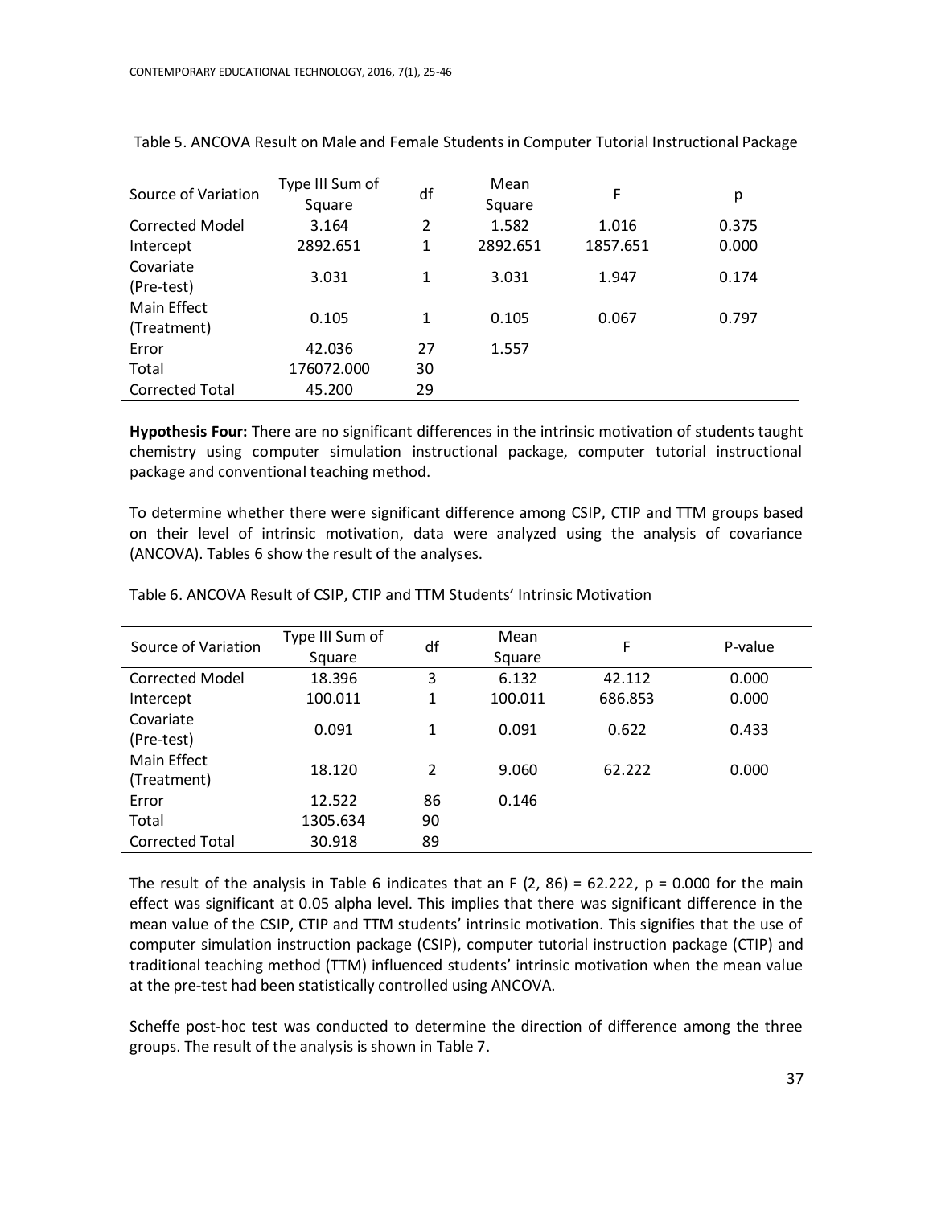Table 5. ANCOVA Result on Male and Female Students in Computer Tutorial Instructional Package

| Source of Variation | Type III Sum of Square | df | Mean Square | F | p |
|---|---|---|---|---|---|
| Corrected Model | 3.164 | 2 | 1.582 | 1.016 | 0.375 |
| Intercept | 2892.651 | 1 | 2892.651 | 1857.651 | 0.000 |
| Covariate (Pre-test) | 3.031 | 1 | 3.031 | 1.947 | 0.174 |
| Main Effect (Treatment) | 0.105 | 1 | 0.105 | 0.067 | 0.797 |
| Error | 42.036 | 27 | 1.557 | | |
| Total | 176072.000 | 30 | | | |
| Corrected Total | 45.200 | 29 | | | |

**Hypothesis Four:** There are no significant differences in the intrinsic motivation of students taught chemistry using computer simulation instructional package, computer tutorial instructional package and conventional teaching method.

To determine whether there were significant difference among CSIP, CTIP and TTM groups based on their level of intrinsic motivation, data were analyzed using the analysis of covariance (ANCOVA). Tables 6 show the result of the analyses.

Table 6. ANCOVA Result of CSIP, CTIP and TTM Students' Intrinsic Motivation

| Source of Variation | Type III Sum of Square | df | Mean Square | F | P-value |
|---|---|---|---|---|---|
| Corrected Model | 18.396 | 3 | 6.132 | 42.112 | 0.000 |
| Intercept | 100.011 | 1 | 100.011 | 686.853 | 0.000 |
| Covariate (Pre-test) | 0.091 | 1 | 0.091 | 0.622 | 0.433 |
| Main Effect (Treatment) | 18.120 | 2 | 9.060 | 62.222 | 0.000 |
| Error | 12.522 | 86 | 0.146 | | |
| Total | 1305.634 | 90 | | | |
| Corrected Total | 30.918 | 89 | | | |

The result of the analysis in Table 6 indicates that an $F(2, 86) = 62.222$, $p = 0.000$ for the main effect was significant at 0.05 alpha level. This implies that there was significant difference in the mean value of the CSIP, CTIP and TTM students' intrinsic motivation. This signifies that the use of computer simulation instruction package (CSIP), computer tutorial instruction package (CTIP) and traditional teaching method (TTM) influenced students' intrinsic motivation when the mean value at the pre-test had been statistically controlled using ANCOVA.

Scheffe post-hoc test was conducted to determine the direction of difference among the three groups. The result of the analysis is shown in Table 7.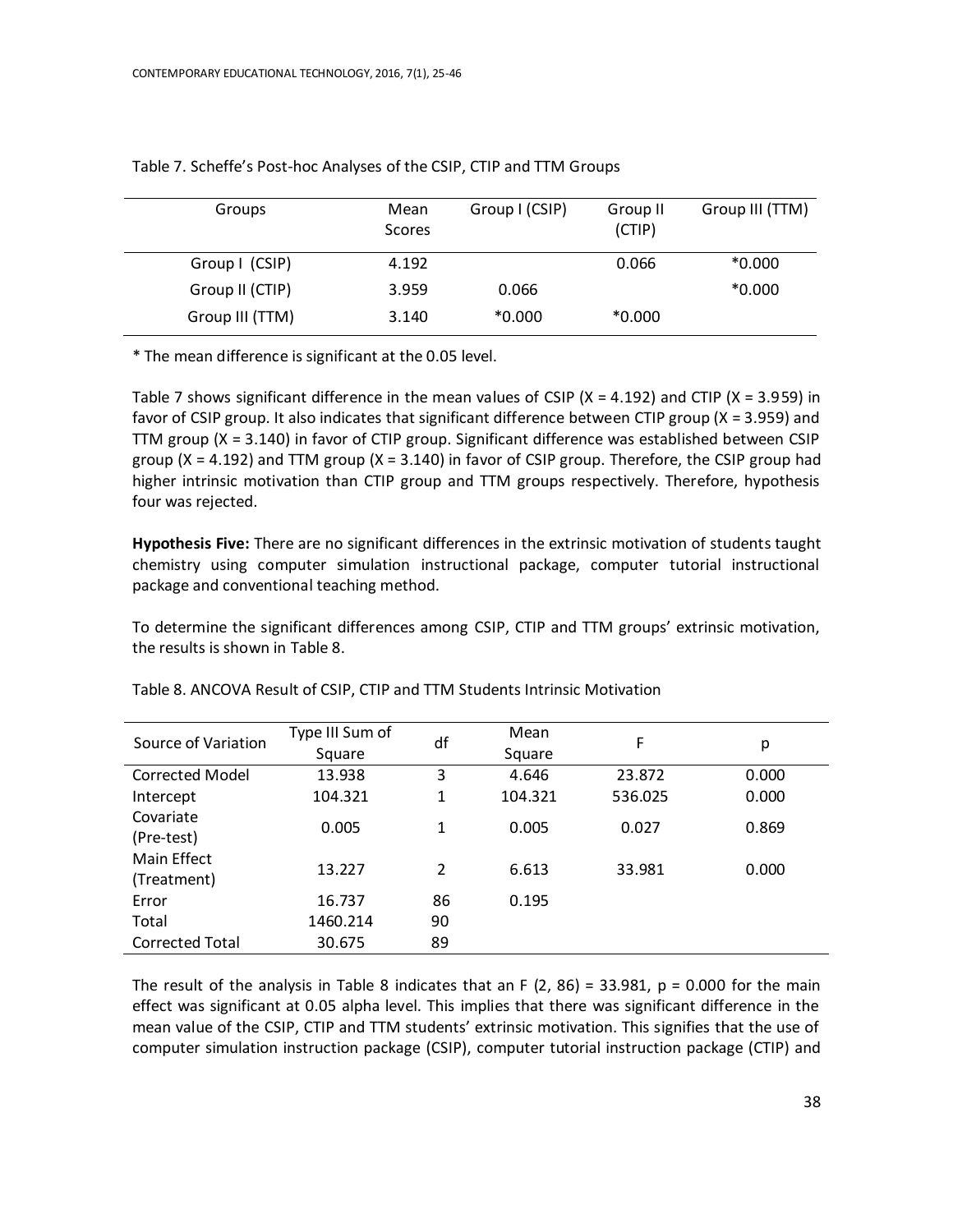Table 7. Scheffe's Post-hoc Analyses of the CSIP, CTIP and TTM Groups

| Groups | Mean Scores | Group I (CSIP) | Group II (CTIP) | Group III (TTM) |
|---|---|---|---|---|
| Group I (CSIP) | 4.192 | | 0.066 | *0.000 |
| Group II (CTIP) | 3.959 | 0.066 | | *0.000 |
| Group III (TTM) | 3.140 | *0.000 | *0.000 | |

* The mean difference is significant at the 0.05 level.

Table 7 shows significant difference in the mean values of CSIP (X = 4.192) and CTIP (X = 3.959) in favor of CSIP group. It also indicates that significant difference between CTIP group (X = 3.959) and TTM group (X = 3.140) in favor of CTIP group. Significant difference was established between CSIP group (X = 4.192) and TTM group (X = 3.140) in favor of CSIP group. Therefore, the CSIP group had higher intrinsic motivation than CTIP group and TTM groups respectively. Therefore, hypothesis four was rejected.

**Hypothesis Five:** There are no significant differences in the extrinsic motivation of students taught chemistry using computer simulation instructional package, computer tutorial instructional package and conventional teaching method.

To determine the significant differences among CSIP, CTIP and TTM groups' extrinsic motivation, the results is shown in Table 8.

Table 8. ANCOVA Result of CSIP, CTIP and TTM Students Intrinsic Motivation

| Source of Variation | Type III Sum of Square | df | Mean Square | F | p |
|---|---|---|---|---|---|
| Corrected Model | 13.938 | 3 | 4.646 | 23.872 | 0.000 |
| Intercept | 104.321 | 1 | 104.321 | 536.025 | 0.000 |
| Covariate (Pre-test) | 0.005 | 1 | 0.005 | 0.027 | 0.869 |
| Main Effect (Treatment) | 13.227 | 2 | 6.613 | 33.981 | 0.000 |
| Error | 16.737 | 86 | 0.195 | | |
| Total | 1460.214 | 90 | | | |
| Corrected Total | 30.675 | 89 | | | |

The result of the analysis in Table 8 indicates that an $F(2, 86) = 33.981$, $p = 0.000$ for the main effect was significant at 0.05 alpha level. This implies that there was significant difference in the mean value of the CSIP, CTIP and TTM students' extrinsic motivation. This signifies that the use of computer simulation instruction package (CSIP), computer tutorial instruction package (CTIP) and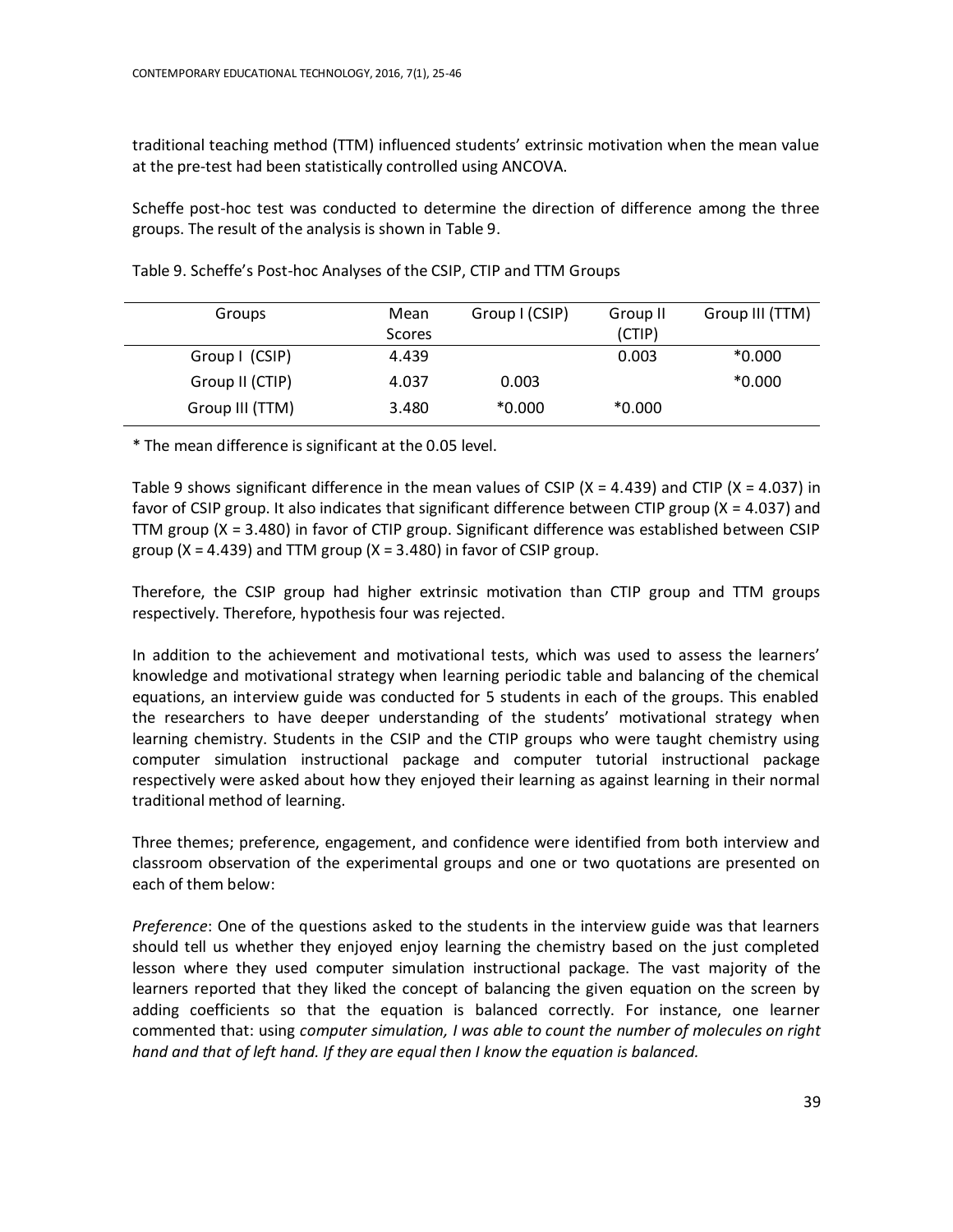traditional teaching method (TTM) influenced students' extrinsic motivation when the mean value at the pre-test had been statistically controlled using ANCOVA.

Scheffe post-hoc test was conducted to determine the direction of difference among the three groups. The result of the analysis is shown in Table 9.

Table 9. Scheffe's Post-hoc Analyses of the CSIP, CTIP and TTM Groups

| Groups | Mean Scores | Group I (CSIP) | Group II (CTIP) | Group III (TTM) |
|---|---|---|---|---|
| Group I (CSIP) | 4.439 | | 0.003 | *0.000 |
| Group II (CTIP) | 4.037 | 0.003 | | *0.000 |
| Group III (TTM) | 3.480 | *0.000 | *0.000 | |

* The mean difference is significant at the 0.05 level.

Table 9 shows significant difference in the mean values of CSIP (X = 4.439) and CTIP (X = 4.037) in favor of CSIP group. It also indicates that significant difference between CTIP group (X = 4.037) and TTM group (X = 3.480) in favor of CTIP group. Significant difference was established between CSIP group (X = 4.439) and TTM group (X = 3.480) in favor of CSIP group.

Therefore, the CSIP group had higher extrinsic motivation than CTIP group and TTM groups respectively. Therefore, hypothesis four was rejected.

In addition to the achievement and motivational tests, which was used to assess the learners' knowledge and motivational strategy when learning periodic table and balancing of the chemical equations, an interview guide was conducted for 5 students in each of the groups. This enabled the researchers to have deeper understanding of the students' motivational strategy when learning chemistry. Students in the CSIP and the CTIP groups who were taught chemistry using computer simulation instructional package and computer tutorial instructional package respectively were asked about how they enjoyed their learning as against learning in their normal traditional method of learning.

Three themes; preference, engagement, and confidence were identified from both interview and classroom observation of the experimental groups and one or two quotations are presented on each of them below:

*Preference*: One of the questions asked to the students in the interview guide was that learners should tell us whether they enjoyed enjoy learning the chemistry based on the just completed lesson where they used computer simulation instructional package. The vast majority of the learners reported that they liked the concept of balancing the given equation on the screen by adding coefficients so that the equation is balanced correctly. For instance, one learner commented that: using *computer simulation, I was able to count the number of molecules on right hand and that of left hand. If they are equal then I know the equation is balanced.*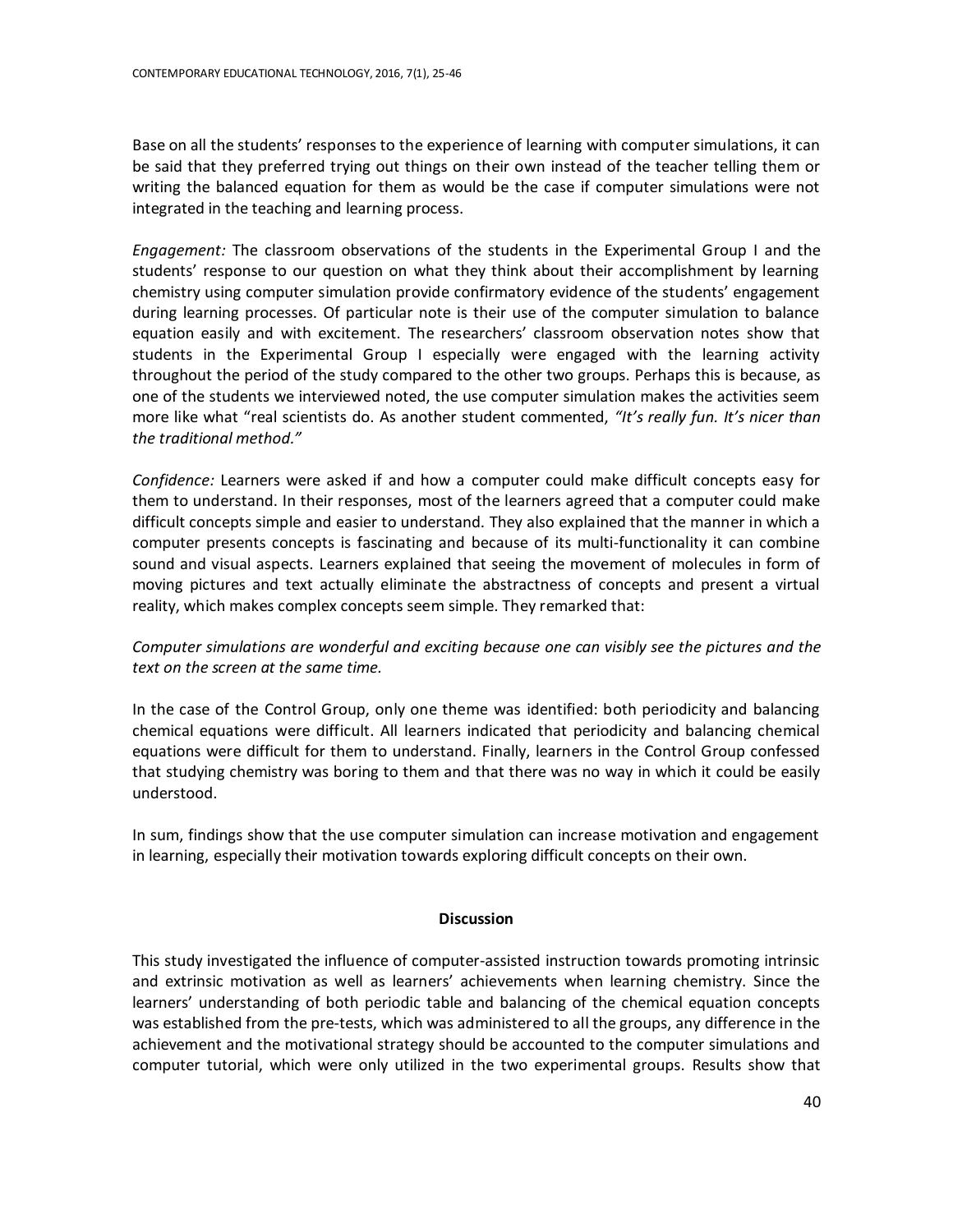Base on all the students' responses to the experience of learning with computer simulations, it can be said that they preferred trying out things on their own instead of the teacher telling them or writing the balanced equation for them as would be the case if computer simulations were not integrated in the teaching and learning process.

*Engagement:* The classroom observations of the students in the Experimental Group I and the students' response to our question on what they think about their accomplishment by learning chemistry using computer simulation provide confirmatory evidence of the students' engagement during learning processes. Of particular note is their use of the computer simulation to balance equation easily and with excitement. The researchers' classroom observation notes show that students in the Experimental Group I especially were engaged with the learning activity throughout the period of the study compared to the other two groups. Perhaps this is because, as one of the students we interviewed noted, the use computer simulation makes the activities seem more like what "real scientists do. As another student commented, *"It's really fun. It's nicer than the traditional method."*

*Confidence:* Learners were asked if and how a computer could make difficult concepts easy for them to understand. In their responses, most of the learners agreed that a computer could make difficult concepts simple and easier to understand. They also explained that the manner in which a computer presents concepts is fascinating and because of its multi-functionality it can combine sound and visual aspects. Learners explained that seeing the movement of molecules in form of moving pictures and text actually eliminate the abstractness of concepts and present a virtual reality, which makes complex concepts seem simple. They remarked that:

*Computer simulations are wonderful and exciting because one can visibly see the pictures and the text on the screen at the same time.*

In the case of the Control Group, only one theme was identified: both periodicity and balancing chemical equations were difficult. All learners indicated that periodicity and balancing chemical equations were difficult for them to understand. Finally, learners in the Control Group confessed that studying chemistry was boring to them and that there was no way in which it could be easily understood.

In sum, findings show that the use computer simulation can increase motivation and engagement in learning, especially their motivation towards exploring difficult concepts on their own.

## Discussion

This study investigated the influence of computer-assisted instruction towards promoting intrinsic and extrinsic motivation as well as learners' achievements when learning chemistry. Since the learners' understanding of both periodic table and balancing of the chemical equation concepts was established from the pre-tests, which was administered to all the groups, any difference in the achievement and the motivational strategy should be accounted to the computer simulations and computer tutorial, which were only utilized in the two experimental groups. Results show that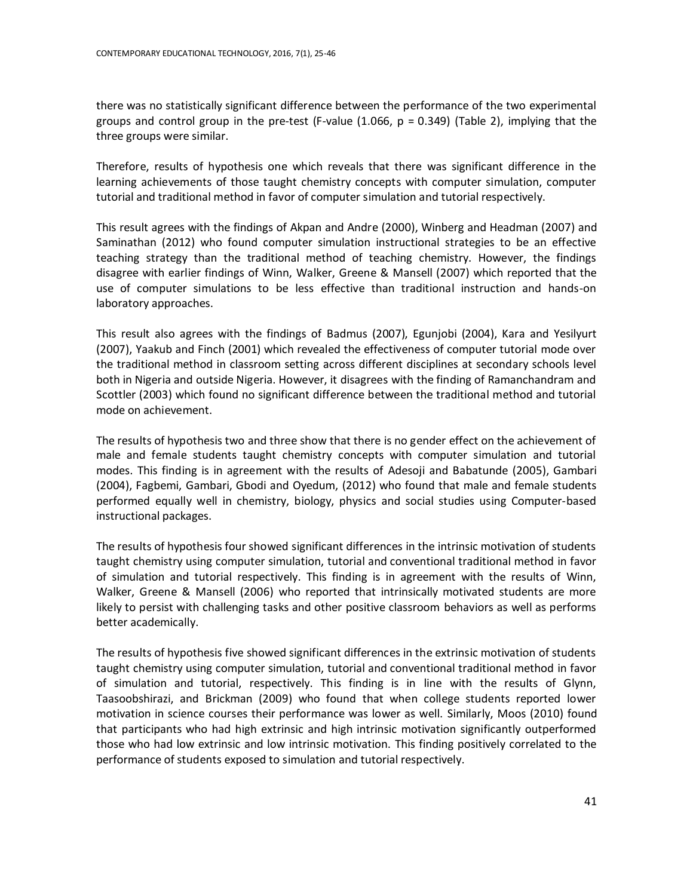there was no statistically significant difference between the performance of the two experimental groups and control group in the pre-test (F-value (1.066, $p = 0.349$) (Table 2), implying that the three groups were similar.

Therefore, results of hypothesis one which reveals that there was significant difference in the learning achievements of those taught chemistry concepts with computer simulation, computer tutorial and traditional method in favor of computer simulation and tutorial respectively.

This result agrees with the findings of Akpan and Andre (2000), Winberg and Headman (2007) and Saminathan (2012) who found computer simulation instructional strategies to be an effective teaching strategy than the traditional method of teaching chemistry. However, the findings disagree with earlier findings of Winn, Walker, Greene & Mansell (2007) which reported that the use of computer simulations to be less effective than traditional instruction and hands-on laboratory approaches.

This result also agrees with the findings of Badmus (2007), Egunjobi (2004), Kara and Yesilyurt (2007), Yaakub and Finch (2001) which revealed the effectiveness of computer tutorial mode over the traditional method in classroom setting across different disciplines at secondary schools level both in Nigeria and outside Nigeria. However, it disagrees with the finding of Ramanchandram and Scottler (2003) which found no significant difference between the traditional method and tutorial mode on achievement.

The results of hypothesis two and three show that there is no gender effect on the achievement of male and female students taught chemistry concepts with computer simulation and tutorial modes. This finding is in agreement with the results of Adesoji and Babatunde (2005), Gambari (2004), Fagbemi, Gambari, Gbodi and Oyedum, (2012) who found that male and female students performed equally well in chemistry, biology, physics and social studies using Computer-based instructional packages.

The results of hypothesis four showed significant differences in the intrinsic motivation of students taught chemistry using computer simulation, tutorial and conventional traditional method in favor of simulation and tutorial respectively. This finding is in agreement with the results of Winn, Walker, Greene & Mansell (2006) who reported that intrinsically motivated students are more likely to persist with challenging tasks and other positive classroom behaviors as well as performs better academically.

The results of hypothesis five showed significant differences in the extrinsic motivation of students taught chemistry using computer simulation, tutorial and conventional traditional method in favor of simulation and tutorial, respectively. This finding is in line with the results of Glynn, Taasoobshirazi, and Brickman (2009) who found that when college students reported lower motivation in science courses their performance was lower as well. Similarly, Moos (2010) found that participants who had high extrinsic and high intrinsic motivation significantly outperformed those who had low extrinsic and low intrinsic motivation. This finding positively correlated to the performance of students exposed to simulation and tutorial respectively.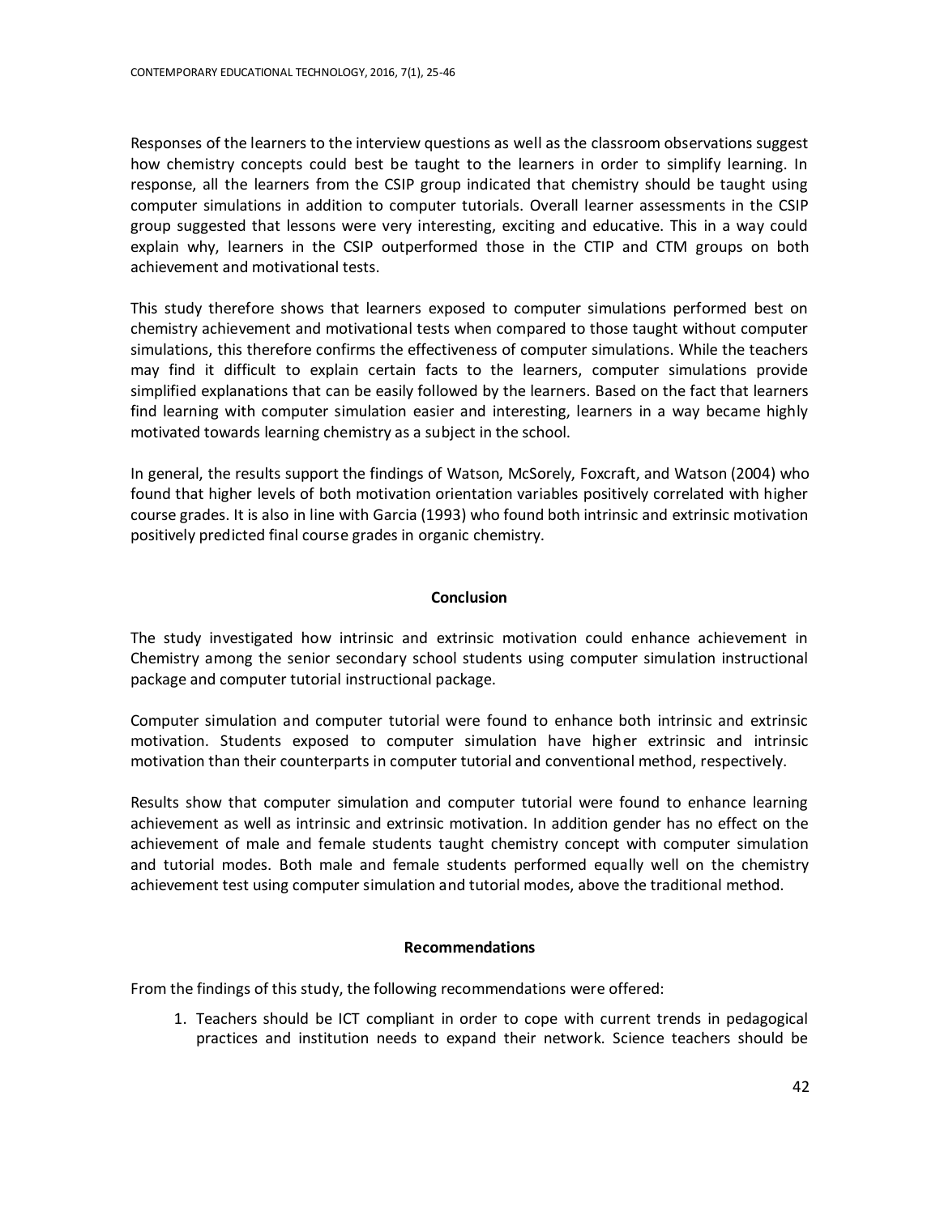Responses of the learners to the interview questions as well as the classroom observations suggest how chemistry concepts could best be taught to the learners in order to simplify learning. In response, all the learners from the CSIP group indicated that chemistry should be taught using computer simulations in addition to computer tutorials. Overall learner assessments in the CSIP group suggested that lessons were very interesting, exciting and educative. This in a way could explain why, learners in the CSIP outperformed those in the CTIP and CTM groups on both achievement and motivational tests.

This study therefore shows that learners exposed to computer simulations performed best on chemistry achievement and motivational tests when compared to those taught without computer simulations, this therefore confirms the effectiveness of computer simulations. While the teachers may find it difficult to explain certain facts to the learners, computer simulations provide simplified explanations that can be easily followed by the learners. Based on the fact that learners find learning with computer simulation easier and interesting, learners in a way became highly motivated towards learning chemistry as a subject in the school.

In general, the results support the findings of Watson, McSorely, Foxcraft, and Watson (2004) who found that higher levels of both motivation orientation variables positively correlated with higher course grades. It is also in line with Garcia (1993) who found both intrinsic and extrinsic motivation positively predicted final course grades in organic chemistry.

## Conclusion

The study investigated how intrinsic and extrinsic motivation could enhance achievement in Chemistry among the senior secondary school students using computer simulation instructional package and computer tutorial instructional package.

Computer simulation and computer tutorial were found to enhance both intrinsic and extrinsic motivation. Students exposed to computer simulation have higher extrinsic and intrinsic motivation than their counterparts in computer tutorial and conventional method, respectively.

Results show that computer simulation and computer tutorial were found to enhance learning achievement as well as intrinsic and extrinsic motivation. In addition gender has no effect on the achievement of male and female students taught chemistry concept with computer simulation and tutorial modes. Both male and female students performed equally well on the chemistry achievement test using computer simulation and tutorial modes, above the traditional method.

## Recommendations

From the findings of this study, the following recommendations were offered:

1. Teachers should be ICT compliant in order to cope with current trends in pedagogical practices and institution needs to expand their network. Science teachers should be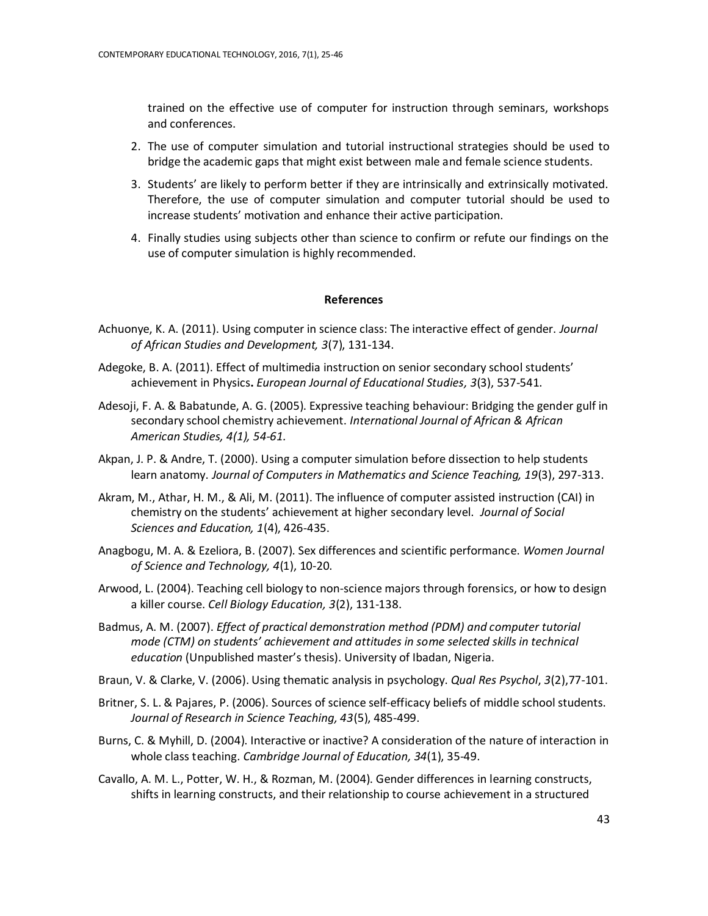trained on the effective use of computer for instruction through seminars, workshops and conferences.

2. The use of computer simulation and tutorial instructional strategies should be used to bridge the academic gaps that might exist between male and female science students.
3. Students' are likely to perform better if they are intrinsically and extrinsically motivated. Therefore, the use of computer simulation and computer tutorial should be used to increase students' motivation and enhance their active participation.
4. Finally studies using subjects other than science to confirm or refute our findings on the use of computer simulation is highly recommended.

## References

Achuonye, K. A. (2011). Using computer in science class: The interactive effect of gender. *Journal of African Studies and Development, 3*(7), 131-134.

Adegoke, B. A. (2011). Effect of multimedia instruction on senior secondary school students' achievement in Physics**.** *European Journal of Educational Studies, 3*(3), 537-541.

Adesoji, F. A. & Babatunde, A. G. (2005). Expressive teaching behaviour: Bridging the gender gulf in secondary school chemistry achievement. *International Journal of African & African American Studies, 4(1), 54-61.*

Akpan, J. P. & Andre, T. (2000). Using a computer simulation before dissection to help students learn anatomy. *Journal of Computers in Mathematics and Science Teaching, 19*(3), 297-313.

Akram, M., Athar, H. M., & Ali, M. (2011). The influence of computer assisted instruction (CAI) in chemistry on the students' achievement at higher secondary level. *Journal of Social Sciences and Education, 1*(4), 426-435.

Anagbogu, M. A. & Ezeliora, B. (2007). Sex differences and scientific performance. *Women Journal of Science and Technology, 4*(1), 10-20.

Arwood, L. (2004). Teaching cell biology to non-science majors through forensics, or how to design a killer course. *Cell Biology Education, 3*(2), 131-138.

Badmus, A. M. (2007). *Effect of practical demonstration method (PDM) and computer tutorial mode (CTM) on students' achievement and attitudes in some selected skills in technical education* (Unpublished master's thesis). University of Ibadan, Nigeria.

Braun, V. & Clarke, V. (2006). Using thematic analysis in psychology. *Qual Res Psychol*, *3*(2),77-101.

Britner, S. L. & Pajares, P. (2006). Sources of science self-efficacy beliefs of middle school students. *Journal of Research in Science Teaching, 43*(5), 485-499.

Burns, C. & Myhill, D. (2004). Interactive or inactive? A consideration of the nature of interaction in whole class teaching. *Cambridge Journal of Education, 34*(1), 35-49.

Cavallo, A. M. L., Potter, W. H., & Rozman, M. (2004). Gender differences in learning constructs, shifts in learning constructs, and their relationship to course achievement in a structured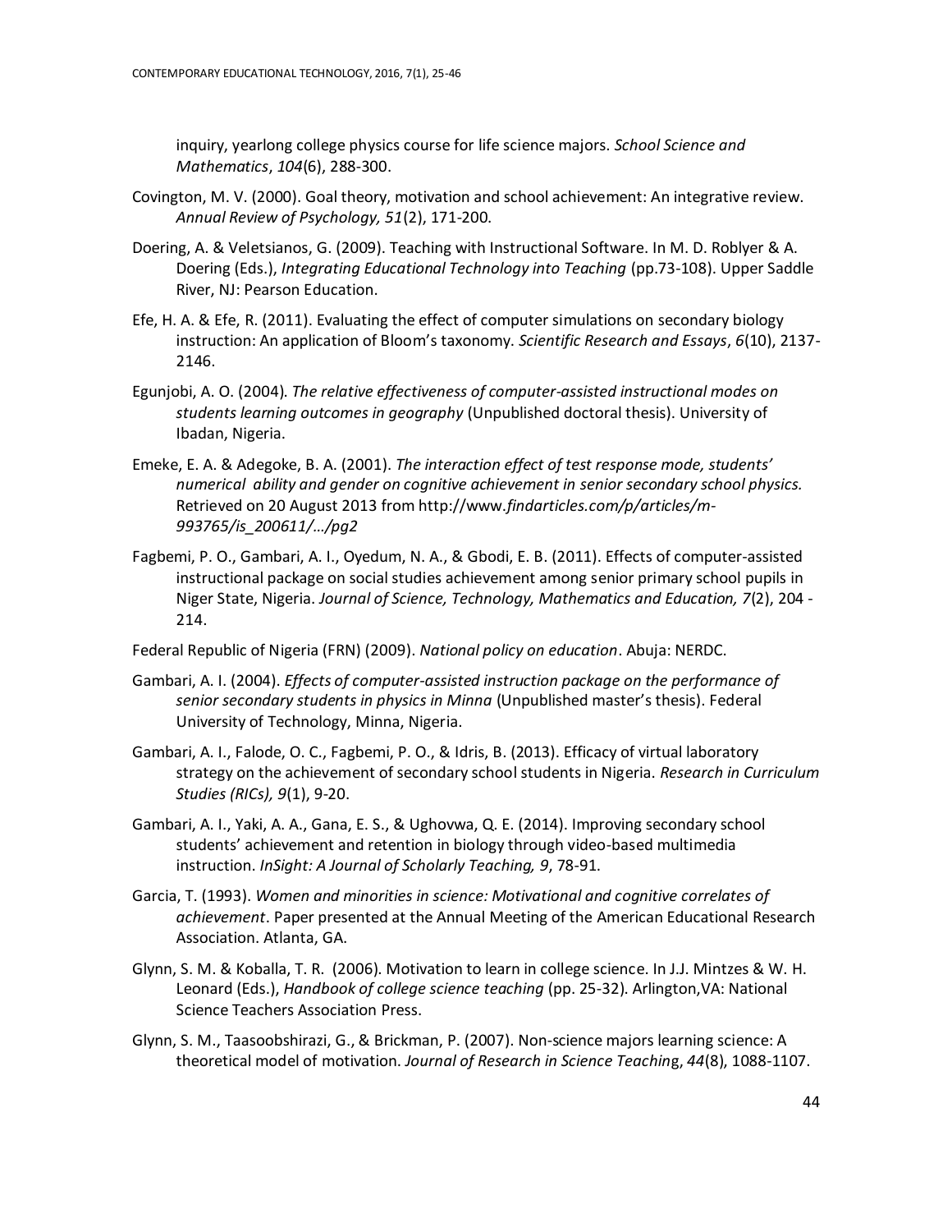inquiry, yearlong college physics course for life science majors. *School Science and Mathematics*, *104*(6), 288-300.

Covington, M. V. (2000). Goal theory, motivation and school achievement: An integrative review. *Annual Review of Psychology, 51*(2), 171-200.

Doering, A. & Veletsianos, G. (2009). Teaching with Instructional Software. In M. D. Roblyer & A. Doering (Eds.), *Integrating Educational Technology into Teaching* (pp.73-108). Upper Saddle River, NJ: Pearson Education.

Efe, H. A. & Efe, R. (2011). Evaluating the effect of computer simulations on secondary biology instruction: An application of Bloom's taxonomy. *Scientific Research and Essays*, *6*(10), 2137-2146.

Egunjobi, A. O. (2004). *The relative effectiveness of computer-assisted instructional modes on students learning outcomes in geography* (Unpublished doctoral thesis). University of Ibadan, Nigeria.

Emeke, E. A. & Adegoke, B. A. (2001). *The interaction effect of test response mode, students' numerical ability and gender on cognitive achievement in senior secondary school physics.* Retrieved on 20 August 2013 from http://www.*findarticles.com/p/articles/m-993765/is_200611/…/pg2*

Fagbemi, P. O., Gambari, A. I., Oyedum, N. A., & Gbodi, E. B. (2011). Effects of computer-assisted instructional package on social studies achievement among senior primary school pupils in Niger State, Nigeria. *Journal of Science, Technology, Mathematics and Education, 7*(2), 204 - 214.

Federal Republic of Nigeria (FRN) (2009). *National policy on education*. Abuja: NERDC.

Gambari, A. I. (2004). *Effects of computer-assisted instruction package on the performance of senior secondary students in physics in Minna* (Unpublished master's thesis). Federal University of Technology, Minna, Nigeria.

Gambari, A. I., Falode, O. C., Fagbemi, P. O., & Idris, B. (2013). Efficacy of virtual laboratory strategy on the achievement of secondary school students in Nigeria. *Research in Curriculum Studies (RICs), 9*(1), 9-20.

Gambari, A. I., Yaki, A. A., Gana, E. S., & Ughovwa, Q. E. (2014). Improving secondary school students' achievement and retention in biology through video-based multimedia instruction. *InSight: A Journal of Scholarly Teaching, 9*, 78-91.

Garcia, T. (1993). *Women and minorities in science: Motivational and cognitive correlates of achievement*. Paper presented at the Annual Meeting of the American Educational Research Association. Atlanta, GA.

Glynn, S. M. & Koballa, T. R. (2006). Motivation to learn in college science. In J.J. Mintzes & W. H. Leonard (Eds.), *Handbook of college science teaching* (pp. 25-32). Arlington,VA: National Science Teachers Association Press.

Glynn, S. M., Taasoobshirazi, G., & Brickman, P. (2007). Non-science majors learning science: A theoretical model of motivation. *Journal of Research in Science Teaching*, *44*(8), 1088-1107.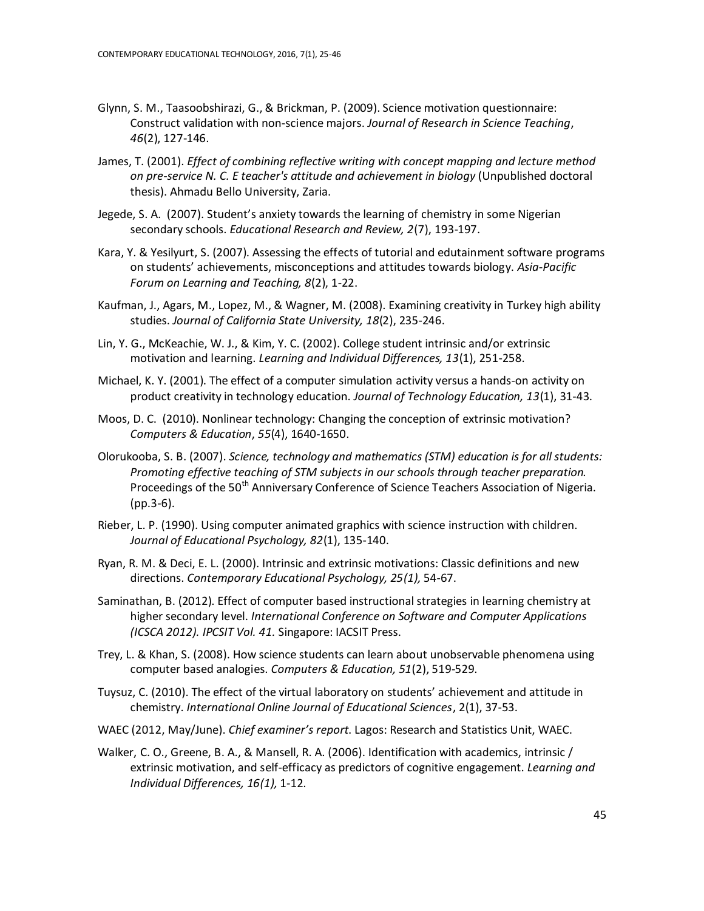Glynn, S. M., Taasoobshirazi, G., & Brickman, P. (2009). Science motivation questionnaire: Construct validation with non-science majors. *Journal of Research in Science Teaching*, *46*(2), 127-146.

James, T. (2001). *Effect of combining reflective writing with concept mapping and lecture method on pre-service N. C. E teacher's attitude and achievement in biology* (Unpublished doctoral thesis). Ahmadu Bello University, Zaria.

Jegede, S. A. (2007). Student's anxiety towards the learning of chemistry in some Nigerian secondary schools. *Educational Research and Review, 2*(7), 193-197.

Kara, Y. & Yesilyurt, S. (2007). Assessing the effects of tutorial and edutainment software programs on students' achievements, misconceptions and attitudes towards biology. *Asia-Pacific Forum on Learning and Teaching, 8*(2), 1-22.

Kaufman, J., Agars, M., Lopez, M., & Wagner, M. (2008). Examining creativity in Turkey high ability studies. *Journal of California State University, 18*(2), 235-246.

Lin, Y. G., McKeachie, W. J., & Kim, Y. C. (2002). College student intrinsic and/or extrinsic motivation and learning. *Learning and Individual Differences, 13*(1), 251-258.

Michael, K. Y. (2001). The effect of a computer simulation activity versus a hands-on activity on product creativity in technology education. *Journal of Technology Education, 13*(1), 31-43.

Moos, D. C. (2010). Nonlinear technology: Changing the conception of extrinsic motivation? *Computers & Education*, *55*(4), 1640-1650.

Olorukooba, S. B. (2007). *Science, technology and mathematics (STM) education is for all students: Promoting effective teaching of STM subjects in our schools through teacher preparation.* Proceedings of the 50th Anniversary Conference of Science Teachers Association of Nigeria. (pp.3-6).

Rieber, L. P. (1990). Using computer animated graphics with science instruction with children. *Journal of Educational Psychology, 82*(1), 135-140.

Ryan, R. M. & Deci, E. L. (2000). Intrinsic and extrinsic motivations: Classic definitions and new directions. *Contemporary Educational Psychology, 25(1),* 54-67.

Saminathan, B. (2012). Effect of computer based instructional strategies in learning chemistry at higher secondary level. *International Conference on Software and Computer Applications (ICSCA 2012). IPCSIT Vol. 41.* Singapore: IACSIT Press.

Trey, L. & Khan, S. (2008). How science students can learn about unobservable phenomena using computer based analogies. *Computers & Education, 51*(2), 519-529.

Tuysuz, C. (2010). The effect of the virtual laboratory on students' achievement and attitude in chemistry. *International Online Journal of Educational Sciences*, 2(1), 37-53.

WAEC (2012, May/June). *Chief examiner's report.* Lagos: Research and Statistics Unit, WAEC.

Walker, C. O., Greene, B. A., & Mansell, R. A. (2006). Identification with academics, intrinsic / extrinsic motivation, and self-efficacy as predictors of cognitive engagement. *Learning and Individual Differences, 16(1),* 1-12.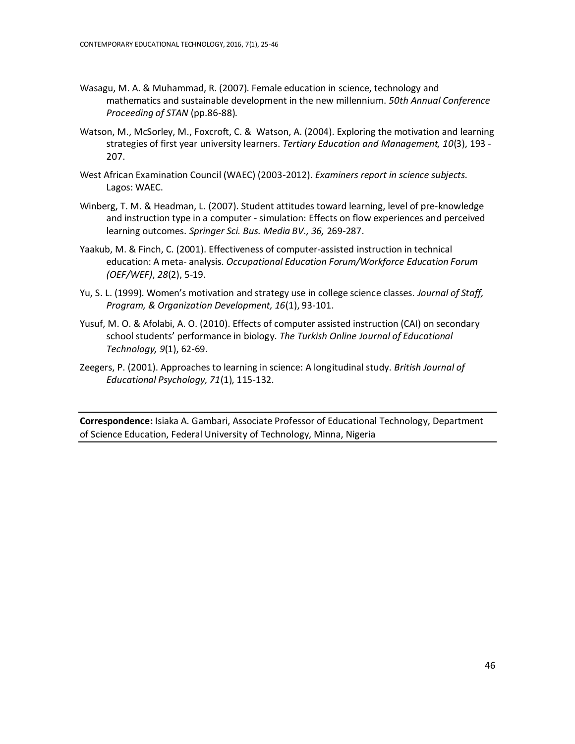Wasagu, M. A. & Muhammad, R. (2007). Female education in science, technology and mathematics and sustainable development in the new millennium. *50th Annual Conference Proceeding of STAN* (pp.86-88).

Watson, M., McSorley, M., Foxcroft, C. & Watson, A. (2004). Exploring the motivation and learning strategies of first year university learners. *Tertiary Education and Management, 10*(3), 193 - 207.

West African Examination Council (WAEC) (2003-2012). *Examiners report in science subjects.* Lagos: WAEC.

Winberg, T. M. & Headman, L. (2007). Student attitudes toward learning, level of pre-knowledge and instruction type in a computer - simulation: Effects on flow experiences and perceived learning outcomes. *Springer Sci. Bus. Media BV., 36,* 269-287.

Yaakub, M. & Finch, C. (2001). Effectiveness of computer-assisted instruction in technical education: A meta- analysis. *Occupational Education Forum/Workforce Education Forum (OEF/WEF)*, *28*(2), 5-19.

Yu, S. L. (1999). Women's motivation and strategy use in college science classes. *Journal of Staff, Program, & Organization Development, 16*(1), 93-101.

Yusuf, M. O. & Afolabi, A. O. (2010). Effects of computer assisted instruction (CAI) on secondary school students' performance in biology. *The Turkish Online Journal of Educational Technology, 9*(1), 62-69.

Zeegers, P. (2001). Approaches to learning in science: A longitudinal study. *British Journal of Educational Psychology, 71*(1), 115-132.

---

**Correspondence:** Isiaka A. Gambari, Associate Professor of Educational Technology, Department of Science Education, Federal University of Technology, Minna, Nigeria